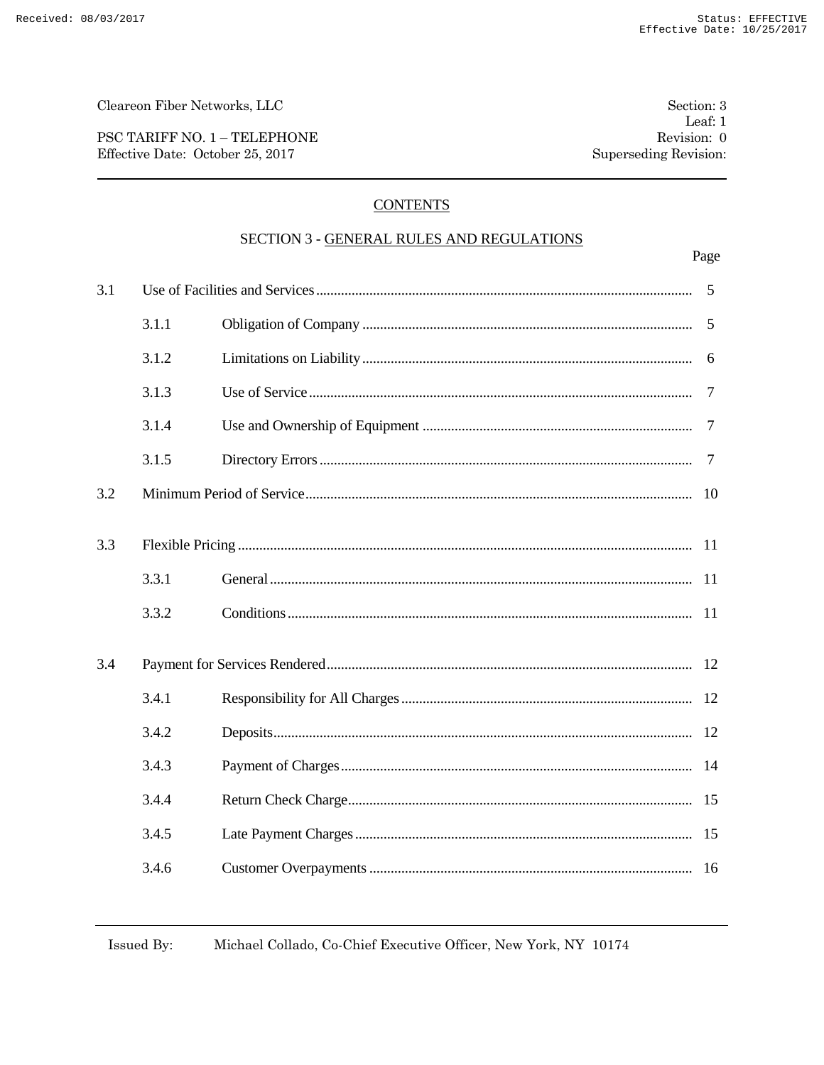Cleareon Fiber Networks, LLC

PSC TARIFF NO. 1 – TELEPHONE
Effective Date: October 25, 2017

Section: 3
Leaf: 1
Revision: 0
Superseding Revision:

## CONTENTS

### SECTION 3 - GENERAL RULES AND REGULATIONS

| | | | Page |
|---|---|---|---|
| 3.1 | Use of Facilities and Services | | 5 |
| | 3.1.1 | Obligation of Company | 5 |
| | 3.1.2 | Limitations on Liability | 6 |
| | 3.1.3 | Use of Service | 7 |
| | 3.1.4 | Use and Ownership of Equipment | 7 |
| | 3.1.5 | Directory Errors | 7 |
| 3.2 | Minimum Period of Service | | 10 |
| 3.3 | Flexible Pricing | | 11 |
| | 3.3.1 | General | 11 |
| | 3.3.2 | Conditions | 11 |
| 3.4 | Payment for Services Rendered | | 12 |
| | 3.4.1 | Responsibility for All Charges | 12 |
| | 3.4.2 | Deposits | 12 |
| | 3.4.3 | Payment of Charges | 14 |
| | 3.4.4 | Return Check Charge | 15 |
| | 3.4.5 | Late Payment Charges | 15 |
| | 3.4.6 | Customer Overpayments | 16 |

Issued By: Michael Collado, Co-Chief Executive Officer, New York, NY 10174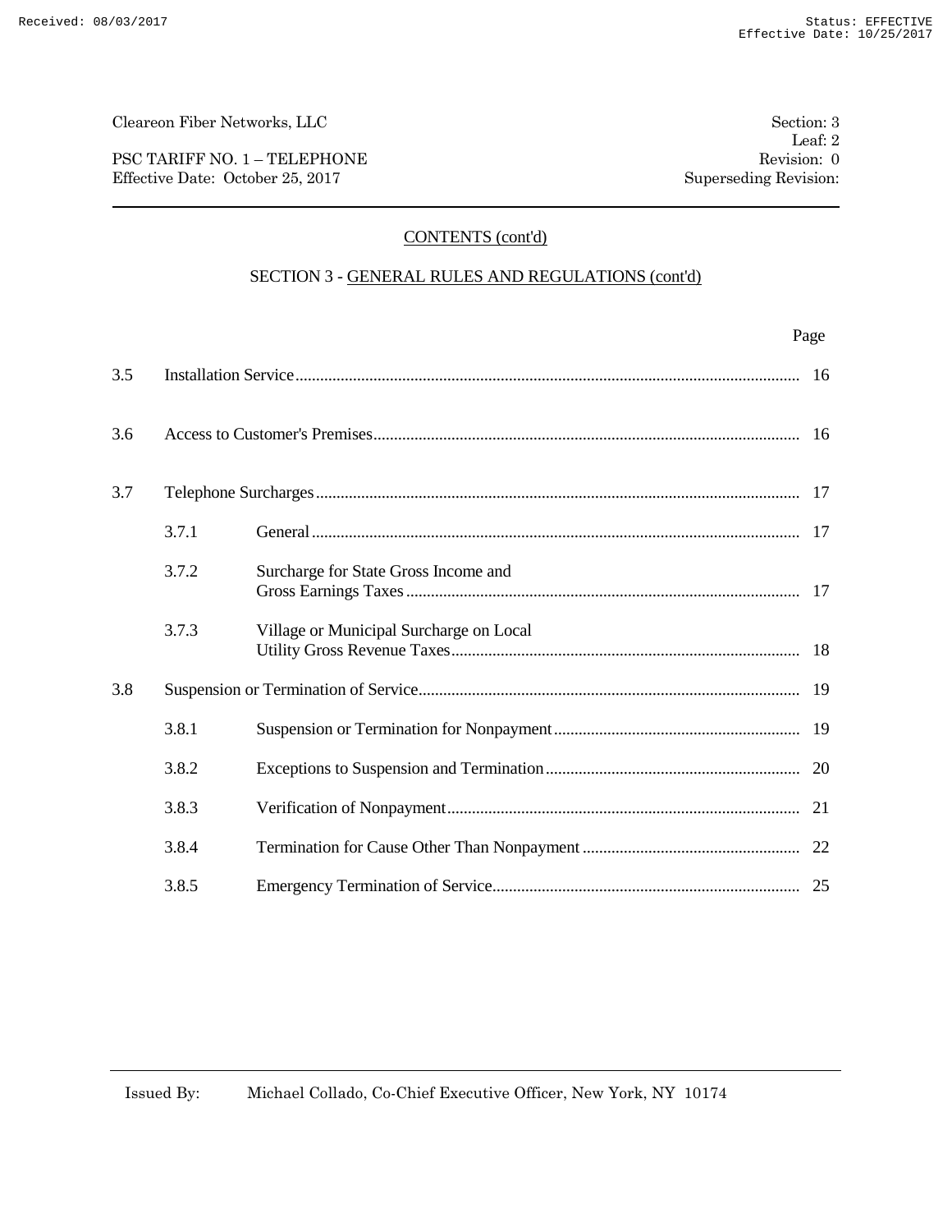## CONTENTS (cont'd)

### SECTION 3 - GENERAL RULES AND REGULATIONS (cont'd)

| | | | Page |
|---|---|---|---|
| 3.5 | Installation Service | | 16 |
| 3.6 | Access to Customer's Premises | | 16 |
| 3.7 | Telephone Surcharges | | 17 |
| | 3.7.1 | General | 17 |
| | 3.7.2 | Surcharge for State Gross Income and Gross Earnings Taxes | 17 |
| | 3.7.3 | Village or Municipal Surcharge on Local Utility Gross Revenue Taxes | 18 |
| 3.8 | Suspension or Termination of Service | | 19 |
| | 3.8.1 | Suspension or Termination for Nonpayment | 19 |
| | 3.8.2 | Exceptions to Suspension and Termination | 20 |
| | 3.8.3 | Verification of Nonpayment | 21 |
| | 3.8.4 | Termination for Cause Other Than Nonpayment | 22 |
| | 3.8.5 | Emergency Termination of Service | 25 |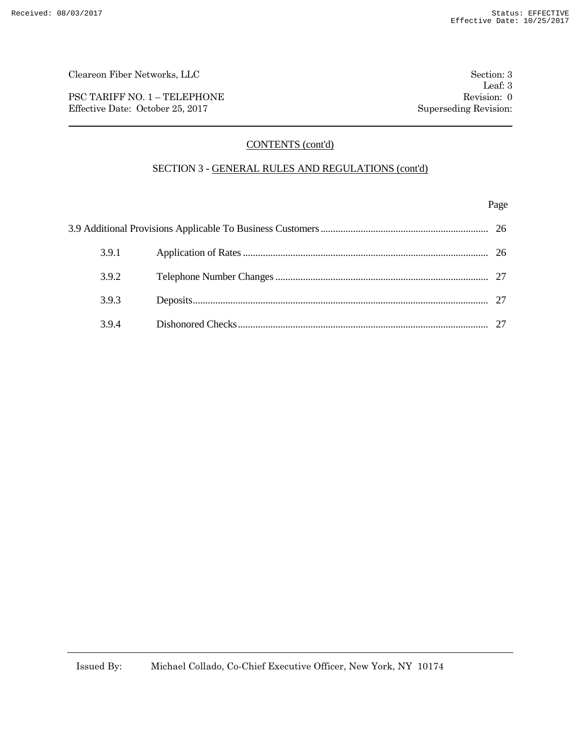## CONTENTS (cont'd)

### SECTION 3 - GENERAL RULES AND REGULATIONS (cont'd)

| | | Page |
|---|---|---|
| 3.9 Additional Provisions Applicable To Business Customers | | 26 |
| 3.9.1 | Application of Rates | 26 |
| 3.9.2 | Telephone Number Changes | 27 |
| 3.9.3 | Deposits | 27 |
| 3.9.4 | Dishonored Checks | 27 |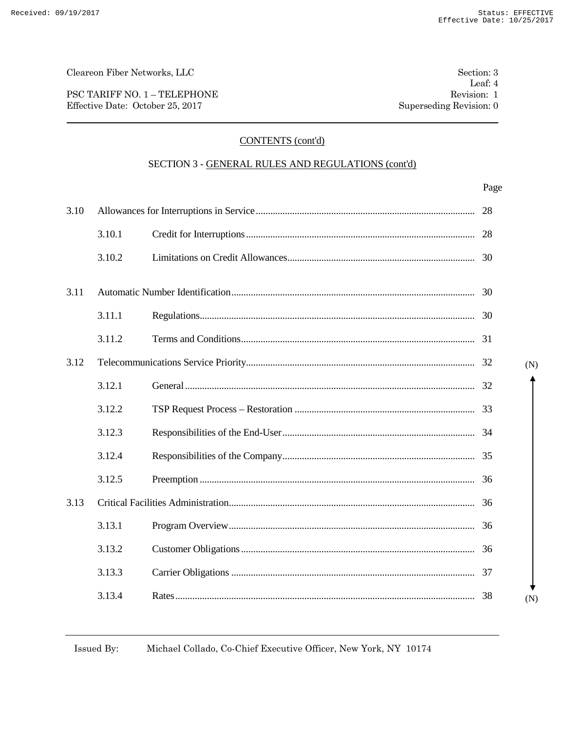Cleareon Fiber Networks, LLC

PSC TARIFF NO. 1 – TELEPHONE
Effective Date: October 25, 2017

Section: 3
Leaf: 4
Revision: 1
Superseding Revision: 0

## CONTENTS (cont'd)

### SECTION 3 - GENERAL RULES AND REGULATIONS (cont'd)

| | | | Page |
|---|---|---|---|
| 3.10 | Allowances for Interruptions in Service | | 28 |
| | 3.10.1 | Credit for Interruptions | 28 |
| | 3.10.2 | Limitations on Credit Allowances | 30 |
| 3.11 | Automatic Number Identification | | 30 |
| | 3.11.1 | Regulations | 30 |
| | 3.11.2 | Terms and Conditions | 31 |
| 3.12 | Telecommunications Service Priority | | 32 (N) |
| | 3.12.1 | General | 32 |
| | 3.12.2 | TSP Request Process – Restoration | 33 |
| | 3.12.3 | Responsibilities of the End-User | 34 |
| | 3.12.4 | Responsibilities of the Company | 35 |
| | 3.12.5 | Preemption | 36 |
| 3.13 | Critical Facilities Administration | | 36 |
| | 3.13.1 | Program Overview | 36 |
| | 3.13.2 | Customer Obligations | 36 |
| | 3.13.3 | Carrier Obligations | 37 |
| | 3.13.4 | Rates | 38 (N) |

Issued By: Michael Collado, Co-Chief Executive Officer, New York, NY 10174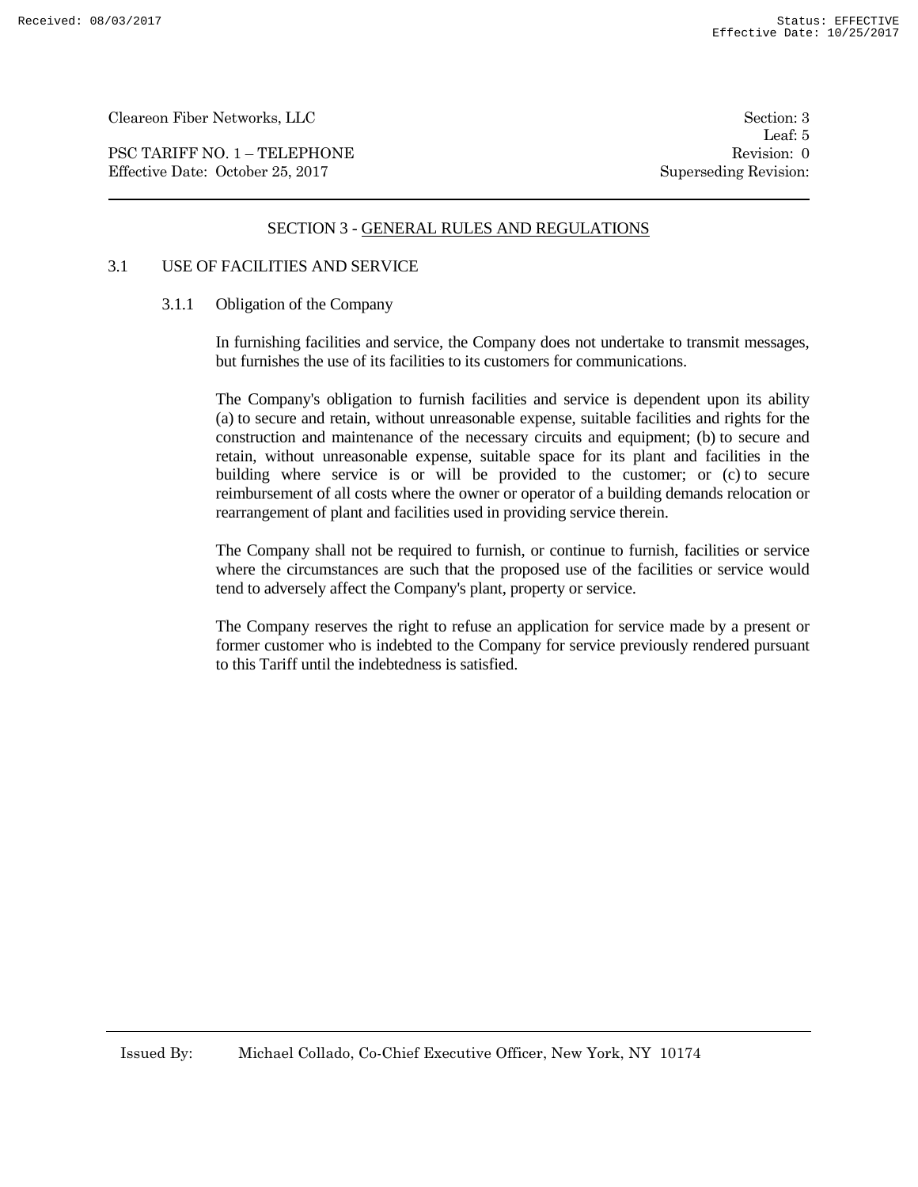## SECTION 3 - GENERAL RULES AND REGULATIONS

### 3.1 USE OF FACILITIES AND SERVICE

#### 3.1.1 Obligation of the Company

In furnishing facilities and service, the Company does not undertake to transmit messages, but furnishes the use of its facilities to its customers for communications.

The Company's obligation to furnish facilities and service is dependent upon its ability (a) to secure and retain, without unreasonable expense, suitable facilities and rights for the construction and maintenance of the necessary circuits and equipment; (b) to secure and retain, without unreasonable expense, suitable space for its plant and facilities in the building where service is or will be provided to the customer; or (c) to secure reimbursement of all costs where the owner or operator of a building demands relocation or rearrangement of plant and facilities used in providing service therein.

The Company shall not be required to furnish, or continue to furnish, facilities or service where the circumstances are such that the proposed use of the facilities or service would tend to adversely affect the Company's plant, property or service.

The Company reserves the right to refuse an application for service made by a present or former customer who is indebted to the Company for service previously rendered pursuant to this Tariff until the indebtedness is satisfied.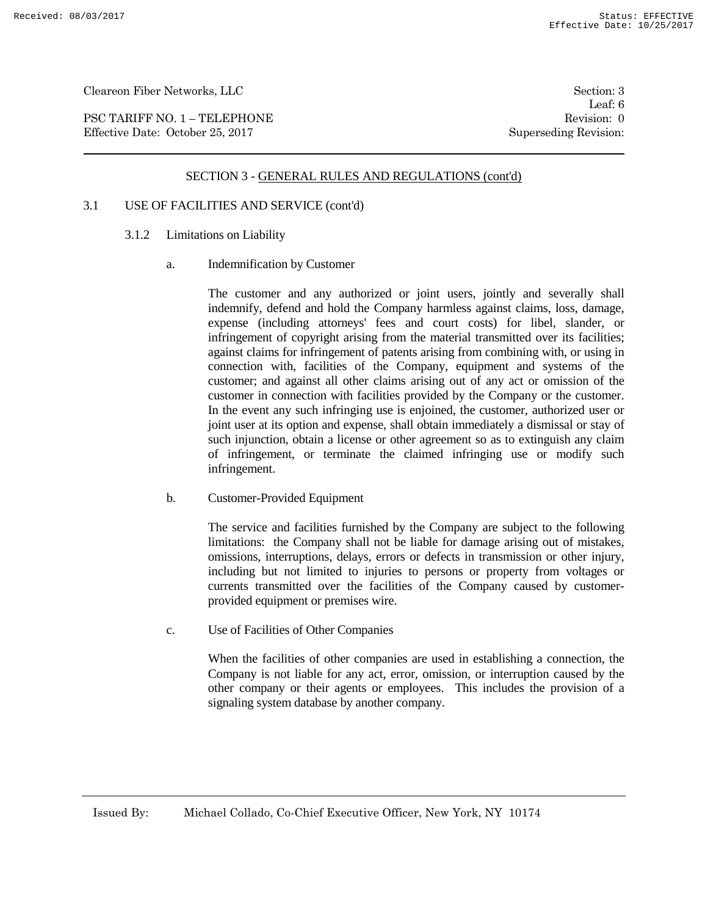## SECTION 3 - GENERAL RULES AND REGULATIONS (cont'd)

### 3.1 USE OF FACILITIES AND SERVICE (cont'd)

#### 3.1.2 Limitations on Liability

a. Indemnification by Customer

The customer and any authorized or joint users, jointly and severally shall indemnify, defend and hold the Company harmless against claims, loss, damage, expense (including attorneys' fees and court costs) for libel, slander, or infringement of copyright arising from the material transmitted over its facilities; against claims for infringement of patents arising from combining with, or using in connection with, facilities of the Company, equipment and systems of the customer; and against all other claims arising out of any act or omission of the customer in connection with facilities provided by the Company or the customer. In the event any such infringing use is enjoined, the customer, authorized user or joint user at its option and expense, shall obtain immediately a dismissal or stay of such injunction, obtain a license or other agreement so as to extinguish any claim of infringement, or terminate the claimed infringing use or modify such infringement.

b. Customer-Provided Equipment

The service and facilities furnished by the Company are subject to the following limitations: the Company shall not be liable for damage arising out of mistakes, omissions, interruptions, delays, errors or defects in transmission or other injury, including but not limited to injuries to persons or property from voltages or currents transmitted over the facilities of the Company caused by customer-provided equipment or premises wire.

c. Use of Facilities of Other Companies

When the facilities of other companies are used in establishing a connection, the Company is not liable for any act, error, omission, or interruption caused by the other company or their agents or employees. This includes the provision of a signaling system database by another company.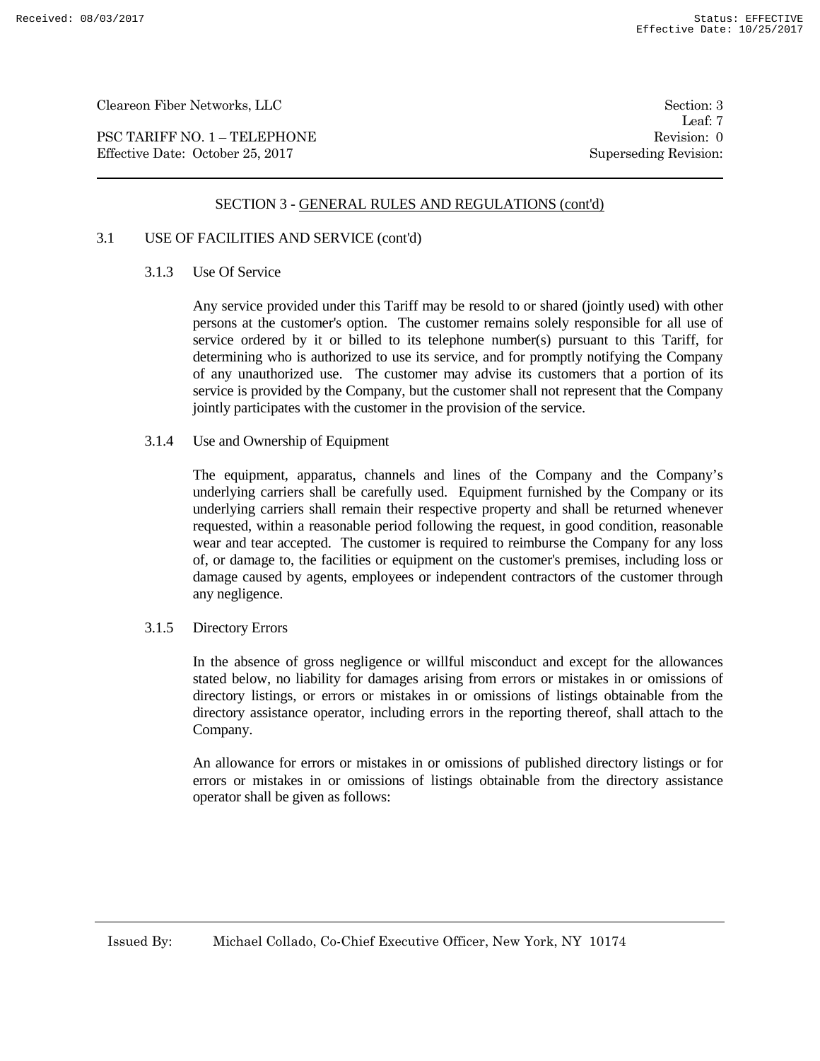## SECTION 3 - GENERAL RULES AND REGULATIONS (cont'd)

### 3.1 USE OF FACILITIES AND SERVICE (cont'd)

#### 3.1.3 Use Of Service

Any service provided under this Tariff may be resold to or shared (jointly used) with other persons at the customer's option. The customer remains solely responsible for all use of service ordered by it or billed to its telephone number(s) pursuant to this Tariff, for determining who is authorized to use its service, and for promptly notifying the Company of any unauthorized use. The customer may advise its customers that a portion of its service is provided by the Company, but the customer shall not represent that the Company jointly participates with the customer in the provision of the service.

#### 3.1.4 Use and Ownership of Equipment

The equipment, apparatus, channels and lines of the Company and the Company's underlying carriers shall be carefully used. Equipment furnished by the Company or its underlying carriers shall remain their respective property and shall be returned whenever requested, within a reasonable period following the request, in good condition, reasonable wear and tear accepted. The customer is required to reimburse the Company for any loss of, or damage to, the facilities or equipment on the customer's premises, including loss or damage caused by agents, employees or independent contractors of the customer through any negligence.

#### 3.1.5 Directory Errors

In the absence of gross negligence or willful misconduct and except for the allowances stated below, no liability for damages arising from errors or mistakes in or omissions of directory listings, or errors or mistakes in or omissions of listings obtainable from the directory assistance operator, including errors in the reporting thereof, shall attach to the Company.

An allowance for errors or mistakes in or omissions of published directory listings or for errors or mistakes in or omissions of listings obtainable from the directory assistance operator shall be given as follows: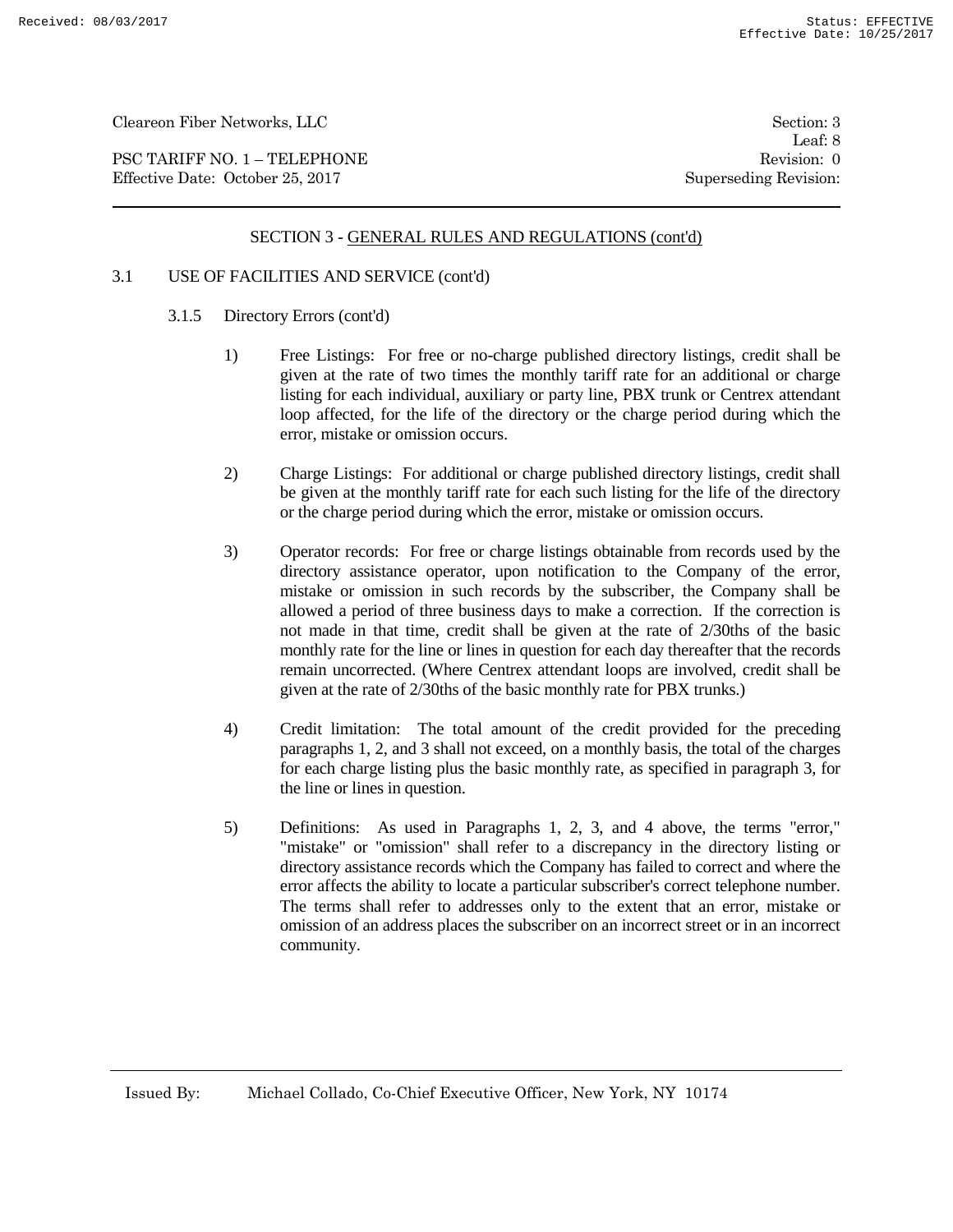## SECTION 3 - GENERAL RULES AND REGULATIONS (cont'd)

### 3.1 USE OF FACILITIES AND SERVICE (cont'd)

#### 3.1.5 Directory Errors (cont'd)

1) Free Listings: For free or no-charge published directory listings, credit shall be given at the rate of two times the monthly tariff rate for an additional or charge listing for each individual, auxiliary or party line, PBX trunk or Centrex attendant loop affected, for the life of the directory or the charge period during which the error, mistake or omission occurs.

2) Charge Listings: For additional or charge published directory listings, credit shall be given at the monthly tariff rate for each such listing for the life of the directory or the charge period during which the error, mistake or omission occurs.

3) Operator records: For free or charge listings obtainable from records used by the directory assistance operator, upon notification to the Company of the error, mistake or omission in such records by the subscriber, the Company shall be allowed a period of three business days to make a correction. If the correction is not made in that time, credit shall be given at the rate of 2/30ths of the basic monthly rate for the line or lines in question for each day thereafter that the records remain uncorrected. (Where Centrex attendant loops are involved, credit shall be given at the rate of 2/30ths of the basic monthly rate for PBX trunks.)

4) Credit limitation: The total amount of the credit provided for the preceding paragraphs 1, 2, and 3 shall not exceed, on a monthly basis, the total of the charges for each charge listing plus the basic monthly rate, as specified in paragraph 3, for the line or lines in question.

5) Definitions: As used in Paragraphs 1, 2, 3, and 4 above, the terms "error," "mistake" or "omission" shall refer to a discrepancy in the directory listing or directory assistance records which the Company has failed to correct and where the error affects the ability to locate a particular subscriber's correct telephone number. The terms shall refer to addresses only to the extent that an error, mistake or omission of an address places the subscriber on an incorrect street or in an incorrect community.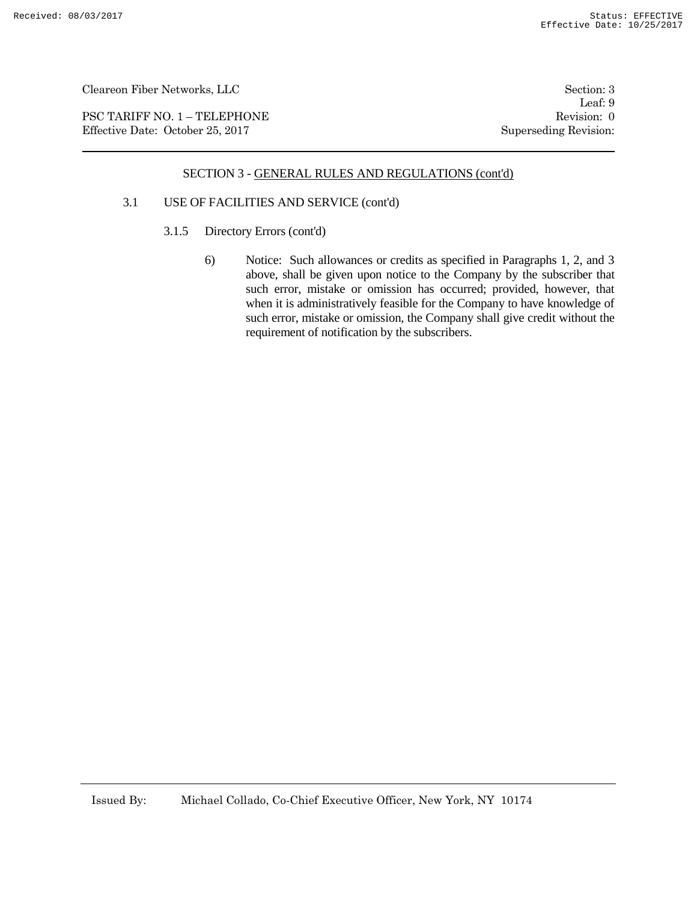## SECTION 3 - GENERAL RULES AND REGULATIONS (cont'd)

### 3.1 USE OF FACILITIES AND SERVICE (cont'd)

#### 3.1.5 Directory Errors (cont'd)

6) Notice: Such allowances or credits as specified in Paragraphs 1, 2, and 3 above, shall be given upon notice to the Company by the subscriber that such error, mistake or omission has occurred; provided, however, that when it is administratively feasible for the Company to have knowledge of such error, mistake or omission, the Company shall give credit without the requirement of notification by the subscribers.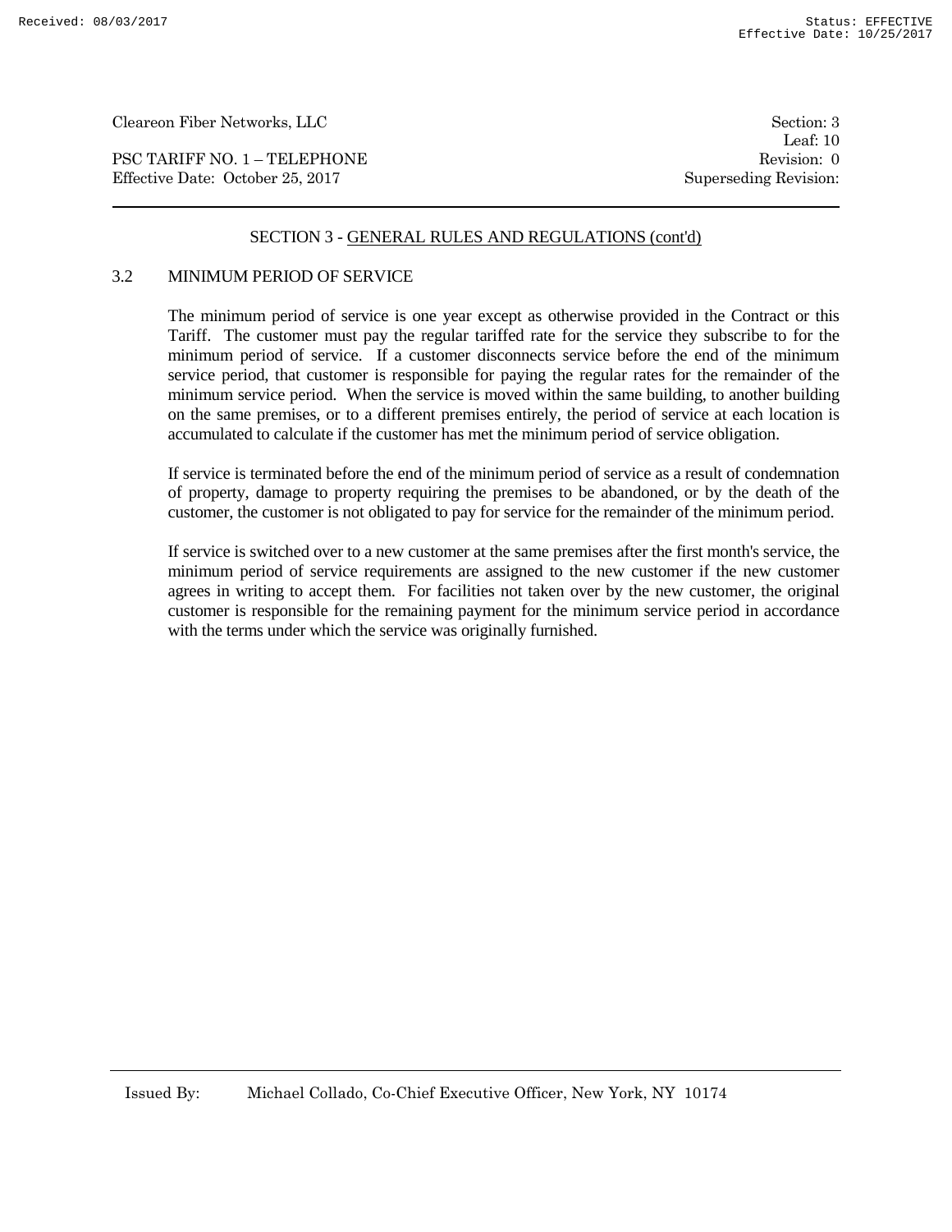## SECTION 3 - GENERAL RULES AND REGULATIONS (cont'd)

### 3.2 MINIMUM PERIOD OF SERVICE

The minimum period of service is one year except as otherwise provided in the Contract or this Tariff. The customer must pay the regular tariffed rate for the service they subscribe to for the minimum period of service. If a customer disconnects service before the end of the minimum service period, that customer is responsible for paying the regular rates for the remainder of the minimum service period. When the service is moved within the same building, to another building on the same premises, or to a different premises entirely, the period of service at each location is accumulated to calculate if the customer has met the minimum period of service obligation.

If service is terminated before the end of the minimum period of service as a result of condemnation of property, damage to property requiring the premises to be abandoned, or by the death of the customer, the customer is not obligated to pay for service for the remainder of the minimum period.

If service is switched over to a new customer at the same premises after the first month's service, the minimum period of service requirements are assigned to the new customer if the new customer agrees in writing to accept them. For facilities not taken over by the new customer, the original customer is responsible for the remaining payment for the minimum service period in accordance with the terms under which the service was originally furnished.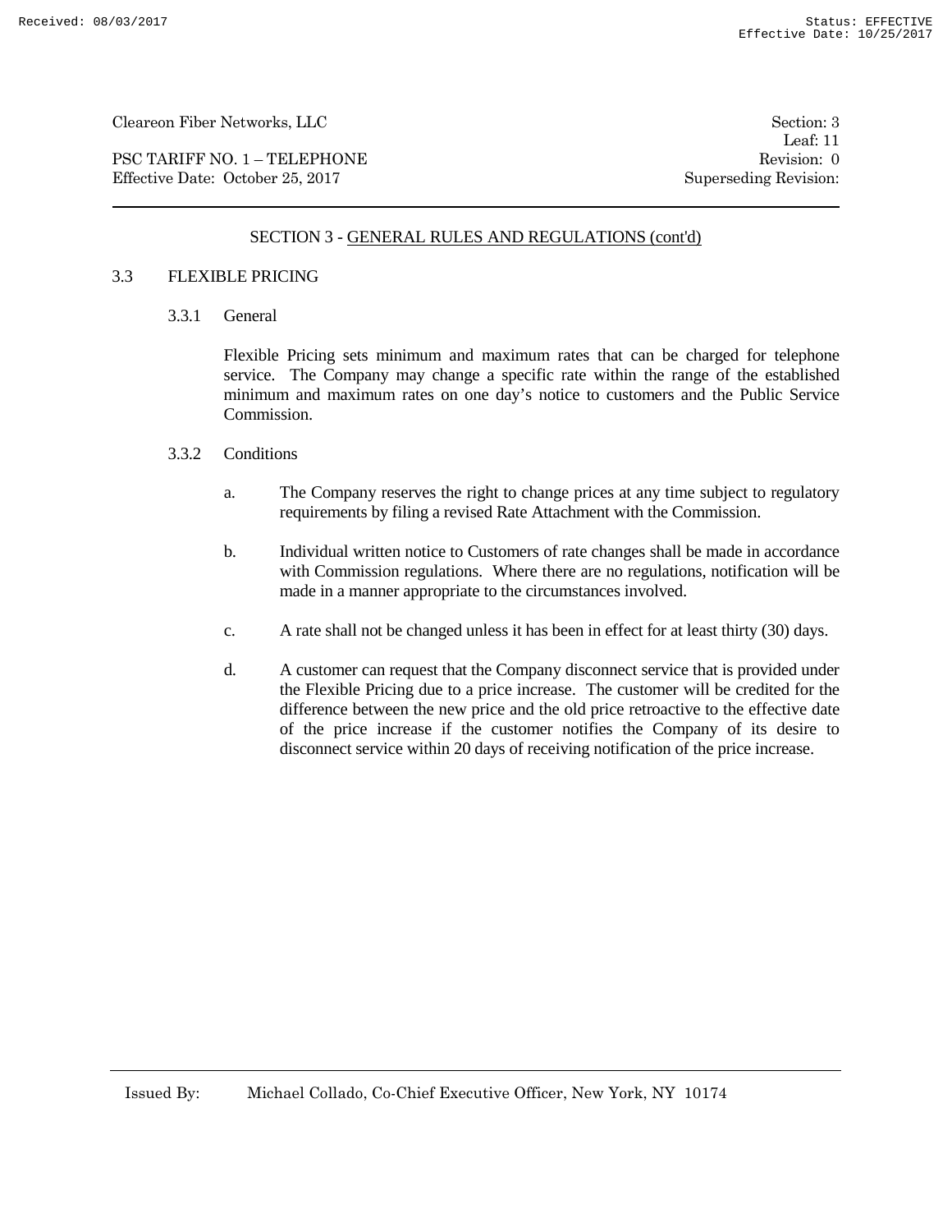## SECTION 3 - GENERAL RULES AND REGULATIONS (cont'd)

### 3.3 FLEXIBLE PRICING

#### 3.3.1 General

Flexible Pricing sets minimum and maximum rates that can be charged for telephone service. The Company may change a specific rate within the range of the established minimum and maximum rates on one day's notice to customers and the Public Service Commission.

#### 3.3.2 Conditions

a. The Company reserves the right to change prices at any time subject to regulatory requirements by filing a revised Rate Attachment with the Commission.

b. Individual written notice to Customers of rate changes shall be made in accordance with Commission regulations. Where there are no regulations, notification will be made in a manner appropriate to the circumstances involved.

c. A rate shall not be changed unless it has been in effect for at least thirty (30) days.

d. A customer can request that the Company disconnect service that is provided under the Flexible Pricing due to a price increase. The customer will be credited for the difference between the new price and the old price retroactive to the effective date of the price increase if the customer notifies the Company of its desire to disconnect service within 20 days of receiving notification of the price increase.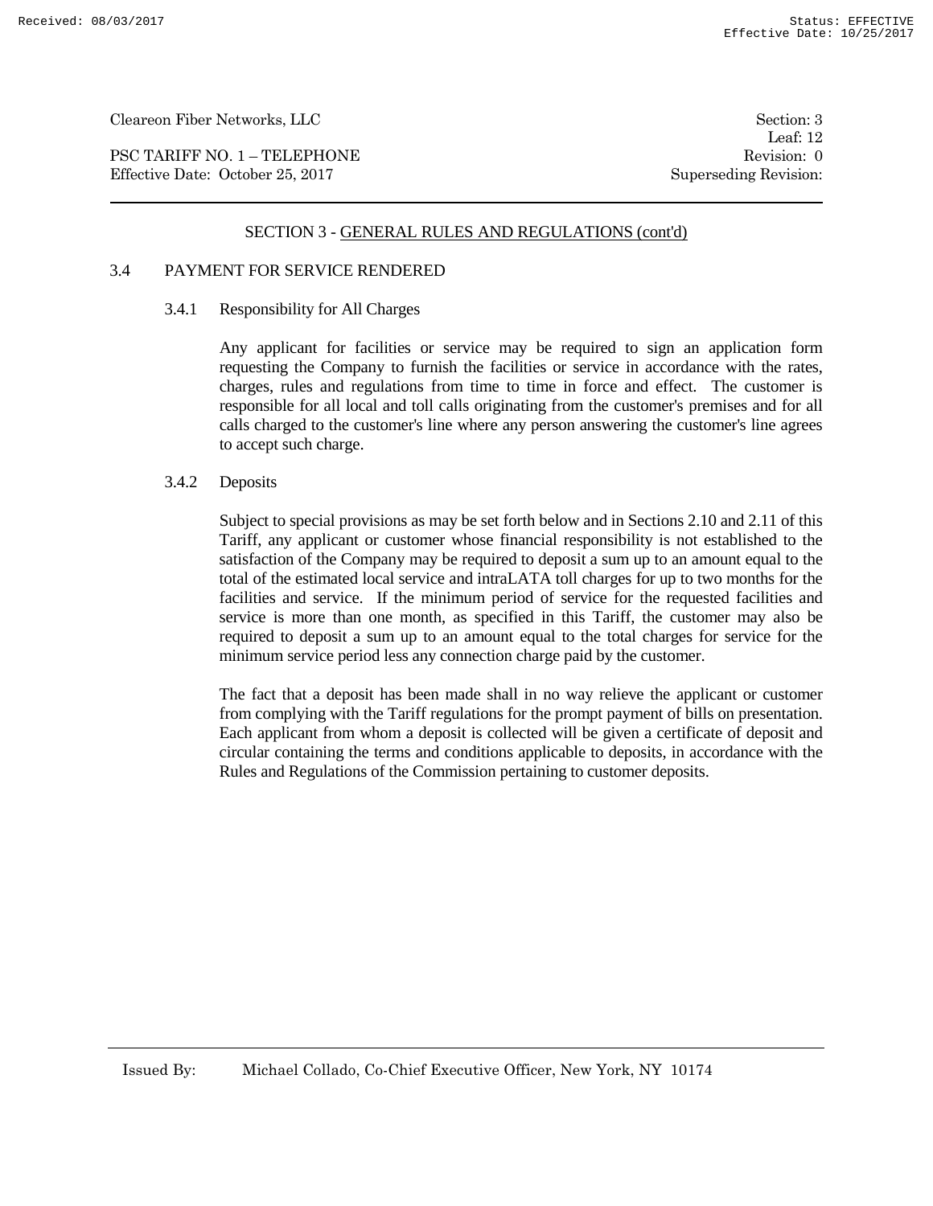## SECTION 3 - GENERAL RULES AND REGULATIONS (cont'd)

### 3.4 PAYMENT FOR SERVICE RENDERED

#### 3.4.1 Responsibility for All Charges

Any applicant for facilities or service may be required to sign an application form requesting the Company to furnish the facilities or service in accordance with the rates, charges, rules and regulations from time to time in force and effect. The customer is responsible for all local and toll calls originating from the customer's premises and for all calls charged to the customer's line where any person answering the customer's line agrees to accept such charge.

#### 3.4.2 Deposits

Subject to special provisions as may be set forth below and in Sections 2.10 and 2.11 of this Tariff, any applicant or customer whose financial responsibility is not established to the satisfaction of the Company may be required to deposit a sum up to an amount equal to the total of the estimated local service and intraLATA toll charges for up to two months for the facilities and service. If the minimum period of service for the requested facilities and service is more than one month, as specified in this Tariff, the customer may also be required to deposit a sum up to an amount equal to the total charges for service for the minimum service period less any connection charge paid by the customer.

The fact that a deposit has been made shall in no way relieve the applicant or customer from complying with the Tariff regulations for the prompt payment of bills on presentation. Each applicant from whom a deposit is collected will be given a certificate of deposit and circular containing the terms and conditions applicable to deposits, in accordance with the Rules and Regulations of the Commission pertaining to customer deposits.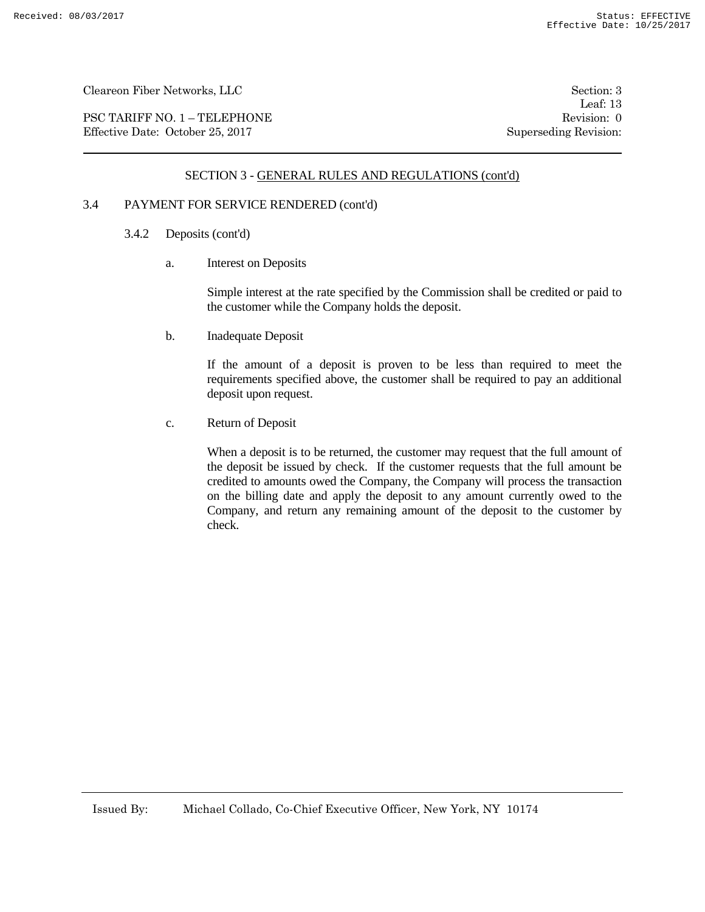## SECTION 3 - GENERAL RULES AND REGULATIONS (cont'd)

### 3.4 PAYMENT FOR SERVICE RENDERED (cont'd)

#### 3.4.2 Deposits (cont'd)

a. Interest on Deposits

Simple interest at the rate specified by the Commission shall be credited or paid to the customer while the Company holds the deposit.

b. Inadequate Deposit

If the amount of a deposit is proven to be less than required to meet the requirements specified above, the customer shall be required to pay an additional deposit upon request.

c. Return of Deposit

When a deposit is to be returned, the customer may request that the full amount of the deposit be issued by check. If the customer requests that the full amount be credited to amounts owed the Company, the Company will process the transaction on the billing date and apply the deposit to any amount currently owed to the Company, and return any remaining amount of the deposit to the customer by check.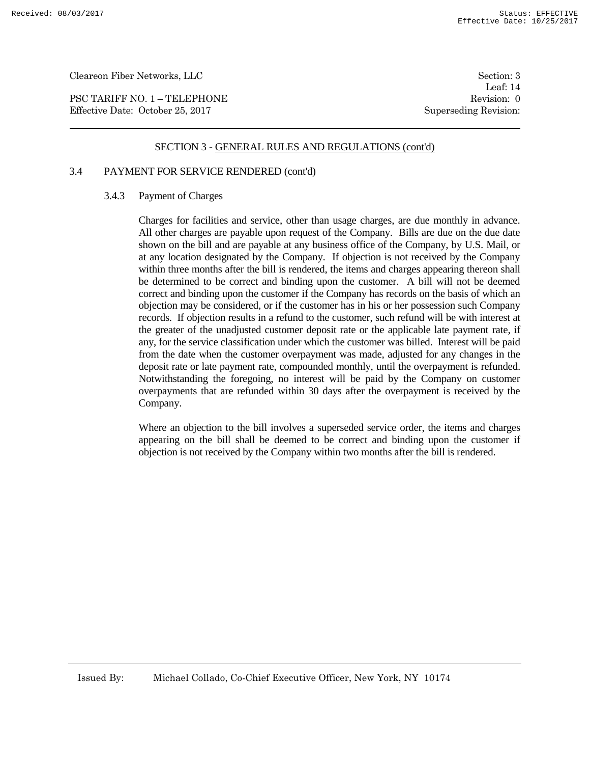## SECTION 3 - GENERAL RULES AND REGULATIONS (cont'd)

### 3.4 PAYMENT FOR SERVICE RENDERED (cont'd)

#### 3.4.3 Payment of Charges

Charges for facilities and service, other than usage charges, are due monthly in advance. All other charges are payable upon request of the Company. Bills are due on the due date shown on the bill and are payable at any business office of the Company, by U.S. Mail, or at any location designated by the Company. If objection is not received by the Company within three months after the bill is rendered, the items and charges appearing thereon shall be determined to be correct and binding upon the customer. A bill will not be deemed correct and binding upon the customer if the Company has records on the basis of which an objection may be considered, or if the customer has in his or her possession such Company records. If objection results in a refund to the customer, such refund will be with interest at the greater of the unadjusted customer deposit rate or the applicable late payment rate, if any, for the service classification under which the customer was billed. Interest will be paid from the date when the customer overpayment was made, adjusted for any changes in the deposit rate or late payment rate, compounded monthly, until the overpayment is refunded. Notwithstanding the foregoing, no interest will be paid by the Company on customer overpayments that are refunded within 30 days after the overpayment is received by the Company.

Where an objection to the bill involves a superseded service order, the items and charges appearing on the bill shall be deemed to be correct and binding upon the customer if objection is not received by the Company within two months after the bill is rendered.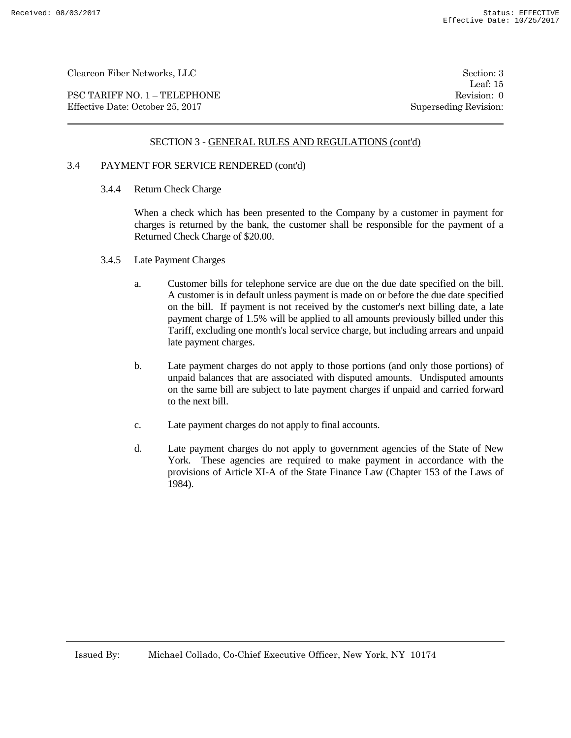## SECTION 3 - GENERAL RULES AND REGULATIONS (cont'd)

### 3.4 PAYMENT FOR SERVICE RENDERED (cont'd)

#### 3.4.4 Return Check Charge

When a check which has been presented to the Company by a customer in payment for charges is returned by the bank, the customer shall be responsible for the payment of a Returned Check Charge of $20.00.

#### 3.4.5 Late Payment Charges

a. Customer bills for telephone service are due on the due date specified on the bill. A customer is in default unless payment is made on or before the due date specified on the bill. If payment is not received by the customer's next billing date, a late payment charge of 1.5% will be applied to all amounts previously billed under this Tariff, excluding one month's local service charge, but including arrears and unpaid late payment charges.

b. Late payment charges do not apply to those portions (and only those portions) of unpaid balances that are associated with disputed amounts. Undisputed amounts on the same bill are subject to late payment charges if unpaid and carried forward to the next bill.

c. Late payment charges do not apply to final accounts.

d. Late payment charges do not apply to government agencies of the State of New York. These agencies are required to make payment in accordance with the provisions of Article XI-A of the State Finance Law (Chapter 153 of the Laws of 1984).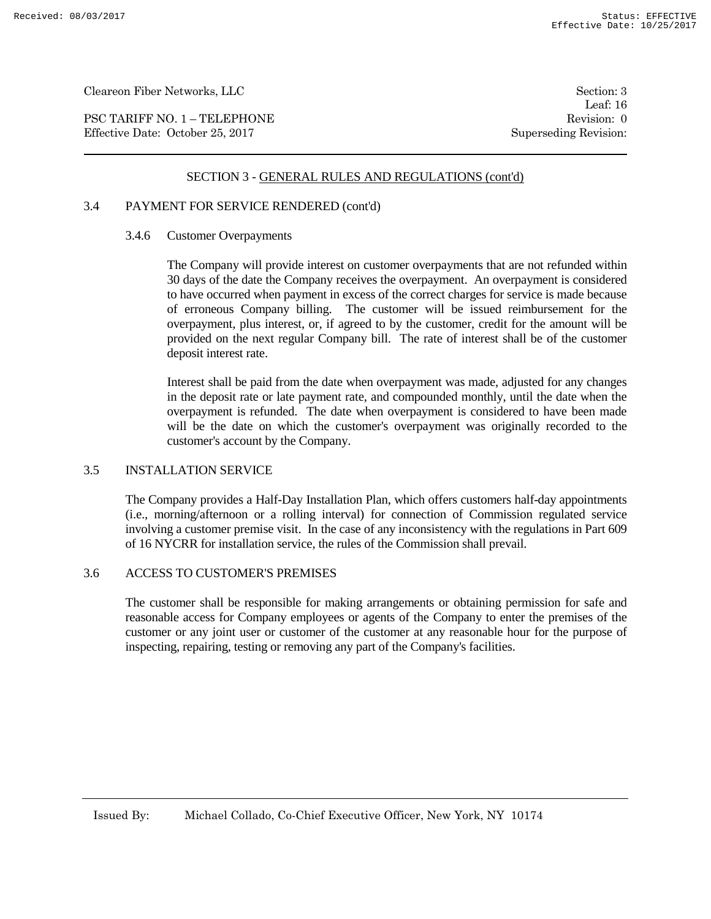## SECTION 3 - GENERAL RULES AND REGULATIONS (cont'd)

### 3.4 PAYMENT FOR SERVICE RENDERED (cont'd)

#### 3.4.6 Customer Overpayments

The Company will provide interest on customer overpayments that are not refunded within 30 days of the date the Company receives the overpayment. An overpayment is considered to have occurred when payment in excess of the correct charges for service is made because of erroneous Company billing. The customer will be issued reimbursement for the overpayment, plus interest, or, if agreed to by the customer, credit for the amount will be provided on the next regular Company bill. The rate of interest shall be of the customer deposit interest rate.

Interest shall be paid from the date when overpayment was made, adjusted for any changes in the deposit rate or late payment rate, and compounded monthly, until the date when the overpayment is refunded. The date when overpayment is considered to have been made will be the date on which the customer's overpayment was originally recorded to the customer's account by the Company.

### 3.5 INSTALLATION SERVICE

The Company provides a Half-Day Installation Plan, which offers customers half-day appointments (i.e., morning/afternoon or a rolling interval) for connection of Commission regulated service involving a customer premise visit. In the case of any inconsistency with the regulations in Part 609 of 16 NYCRR for installation service, the rules of the Commission shall prevail.

### 3.6 ACCESS TO CUSTOMER'S PREMISES

The customer shall be responsible for making arrangements or obtaining permission for safe and reasonable access for Company employees or agents of the Company to enter the premises of the customer or any joint user or customer of the customer at any reasonable hour for the purpose of inspecting, repairing, testing or removing any part of the Company's facilities.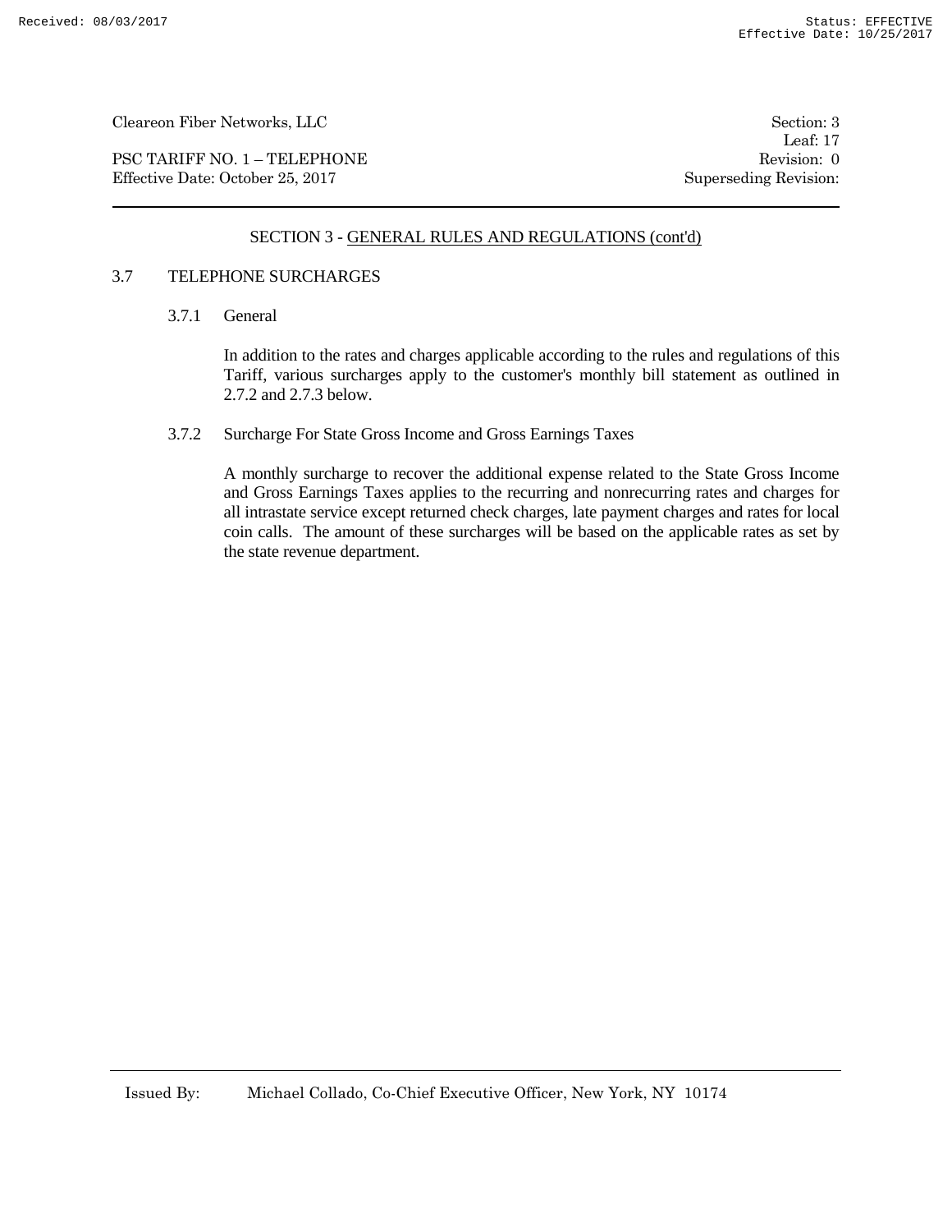## SECTION 3 - GENERAL RULES AND REGULATIONS (cont'd)

### 3.7 TELEPHONE SURCHARGES

#### 3.7.1 General

In addition to the rates and charges applicable according to the rules and regulations of this Tariff, various surcharges apply to the customer's monthly bill statement as outlined in 2.7.2 and 2.7.3 below.

#### 3.7.2 Surcharge For State Gross Income and Gross Earnings Taxes

A monthly surcharge to recover the additional expense related to the State Gross Income and Gross Earnings Taxes applies to the recurring and nonrecurring rates and charges for all intrastate service except returned check charges, late payment charges and rates for local coin calls. The amount of these surcharges will be based on the applicable rates as set by the state revenue department.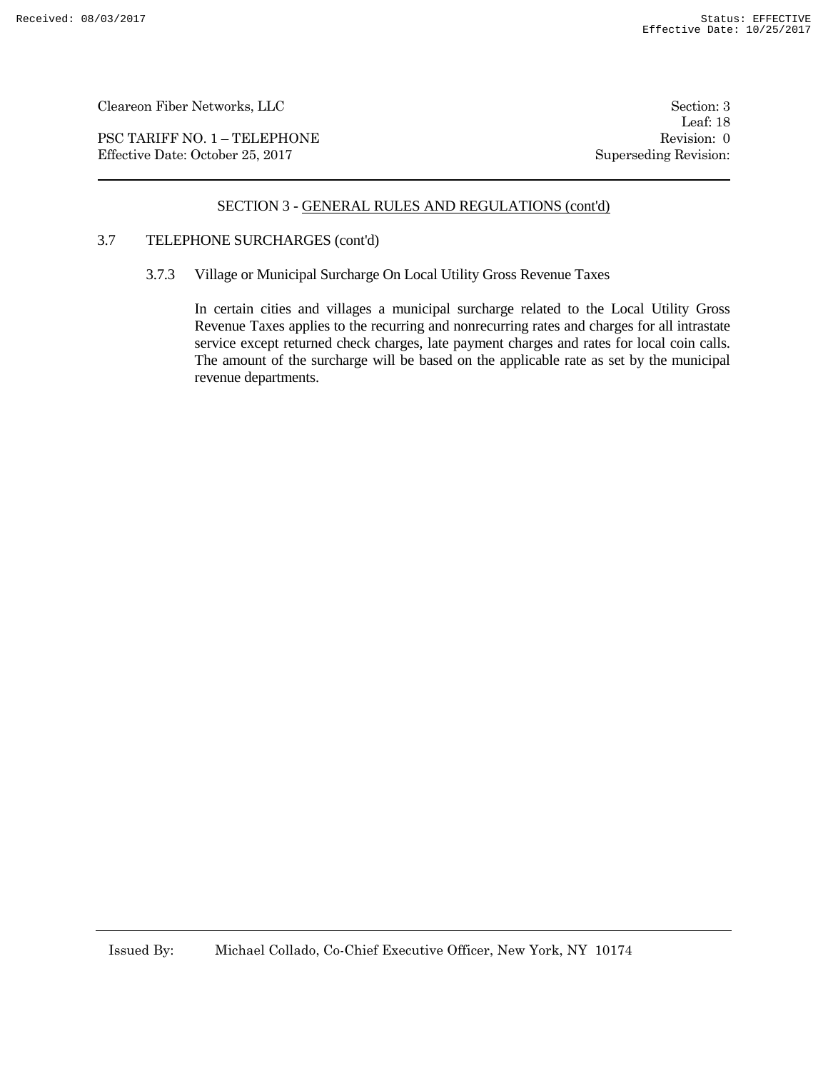## SECTION 3 - GENERAL RULES AND REGULATIONS (cont'd)

3.7 TELEPHONE SURCHARGES (cont'd)

3.7.3 Village or Municipal Surcharge On Local Utility Gross Revenue Taxes

In certain cities and villages a municipal surcharge related to the Local Utility Gross Revenue Taxes applies to the recurring and nonrecurring rates and charges for all intrastate service except returned check charges, late payment charges and rates for local coin calls. The amount of the surcharge will be based on the applicable rate as set by the municipal revenue departments.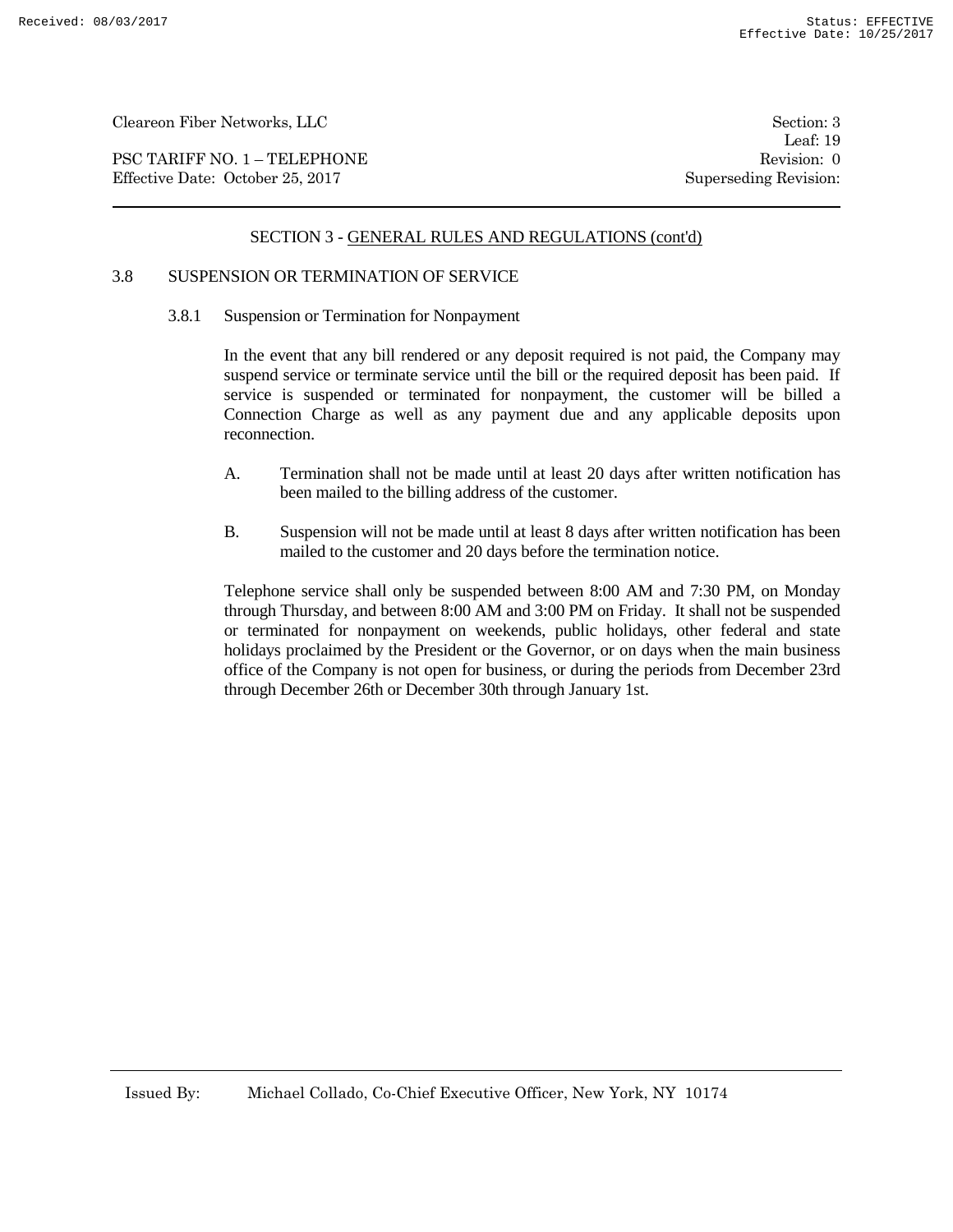## SECTION 3 - GENERAL RULES AND REGULATIONS (cont'd)

### 3.8 SUSPENSION OR TERMINATION OF SERVICE

#### 3.8.1 Suspension or Termination for Nonpayment

In the event that any bill rendered or any deposit required is not paid, the Company may suspend service or terminate service until the bill or the required deposit has been paid. If service is suspended or terminated for nonpayment, the customer will be billed a Connection Charge as well as any payment due and any applicable deposits upon reconnection.

A. Termination shall not be made until at least 20 days after written notification has been mailed to the billing address of the customer.

B. Suspension will not be made until at least 8 days after written notification has been mailed to the customer and 20 days before the termination notice.

Telephone service shall only be suspended between 8:00 AM and 7:30 PM, on Monday through Thursday, and between 8:00 AM and 3:00 PM on Friday. It shall not be suspended or terminated for nonpayment on weekends, public holidays, other federal and state holidays proclaimed by the President or the Governor, or on days when the main business office of the Company is not open for business, or during the periods from December 23rd through December 26th or December 30th through January 1st.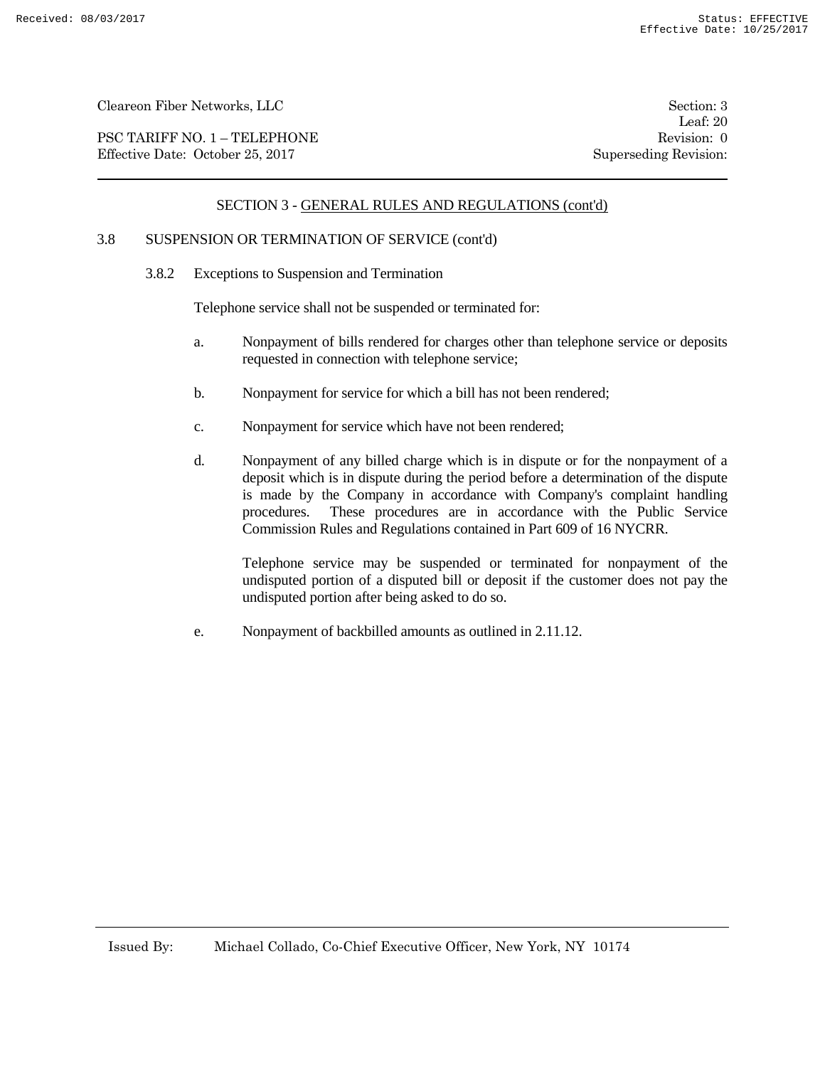## SECTION 3 - GENERAL RULES AND REGULATIONS (cont'd)

### 3.8 SUSPENSION OR TERMINATION OF SERVICE (cont'd)

#### 3.8.2 Exceptions to Suspension and Termination

Telephone service shall not be suspended or terminated for:

a. Nonpayment of bills rendered for charges other than telephone service or deposits requested in connection with telephone service;

b. Nonpayment for service for which a bill has not been rendered;

c. Nonpayment for service which have not been rendered;

d. Nonpayment of any billed charge which is in dispute or for the nonpayment of a deposit which is in dispute during the period before a determination of the dispute is made by the Company in accordance with Company's complaint handling procedures. These procedures are in accordance with the Public Service Commission Rules and Regulations contained in Part 609 of 16 NYCRR.

   Telephone service may be suspended or terminated for nonpayment of the undisputed portion of a disputed bill or deposit if the customer does not pay the undisputed portion after being asked to do so.

e. Nonpayment of backbilled amounts as outlined in 2.11.12.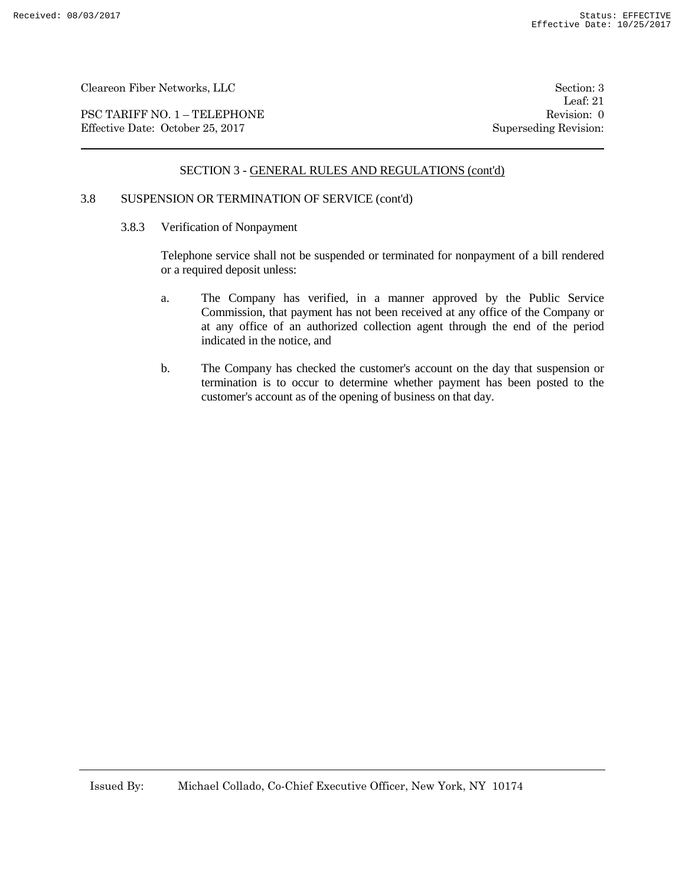## SECTION 3 - GENERAL RULES AND REGULATIONS (cont'd)

### 3.8 SUSPENSION OR TERMINATION OF SERVICE (cont'd)

#### 3.8.3 Verification of Nonpayment

Telephone service shall not be suspended or terminated for nonpayment of a bill rendered or a required deposit unless:

a. The Company has verified, in a manner approved by the Public Service Commission, that payment has not been received at any office of the Company or at any office of an authorized collection agent through the end of the period indicated in the notice, and

b. The Company has checked the customer's account on the day that suspension or termination is to occur to determine whether payment has been posted to the customer's account as of the opening of business on that day.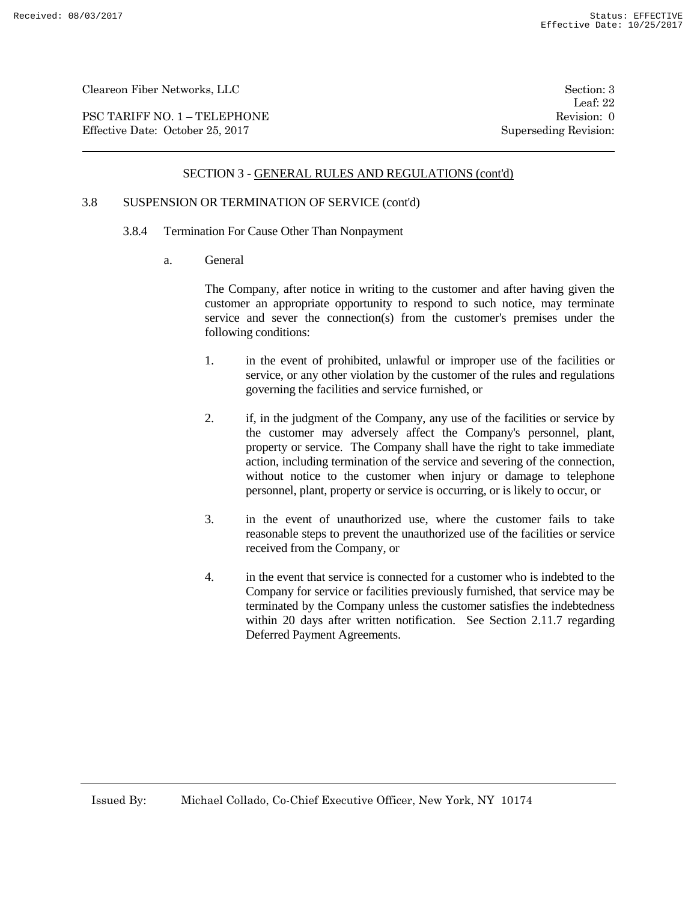## SECTION 3 - GENERAL RULES AND REGULATIONS (cont'd)

### 3.8 SUSPENSION OR TERMINATION OF SERVICE (cont'd)

#### 3.8.4 Termination For Cause Other Than Nonpayment

a. General

The Company, after notice in writing to the customer and after having given the customer an appropriate opportunity to respond to such notice, may terminate service and sever the connection(s) from the customer's premises under the following conditions:

1. in the event of prohibited, unlawful or improper use of the facilities or service, or any other violation by the customer of the rules and regulations governing the facilities and service furnished, or

2. if, in the judgment of the Company, any use of the facilities or service by the customer may adversely affect the Company's personnel, plant, property or service. The Company shall have the right to take immediate action, including termination of the service and severing of the connection, without notice to the customer when injury or damage to telephone personnel, plant, property or service is occurring, or is likely to occur, or

3. in the event of unauthorized use, where the customer fails to take reasonable steps to prevent the unauthorized use of the facilities or service received from the Company, or

4. in the event that service is connected for a customer who is indebted to the Company for service or facilities previously furnished, that service may be terminated by the Company unless the customer satisfies the indebtedness within 20 days after written notification. See Section 2.11.7 regarding Deferred Payment Agreements.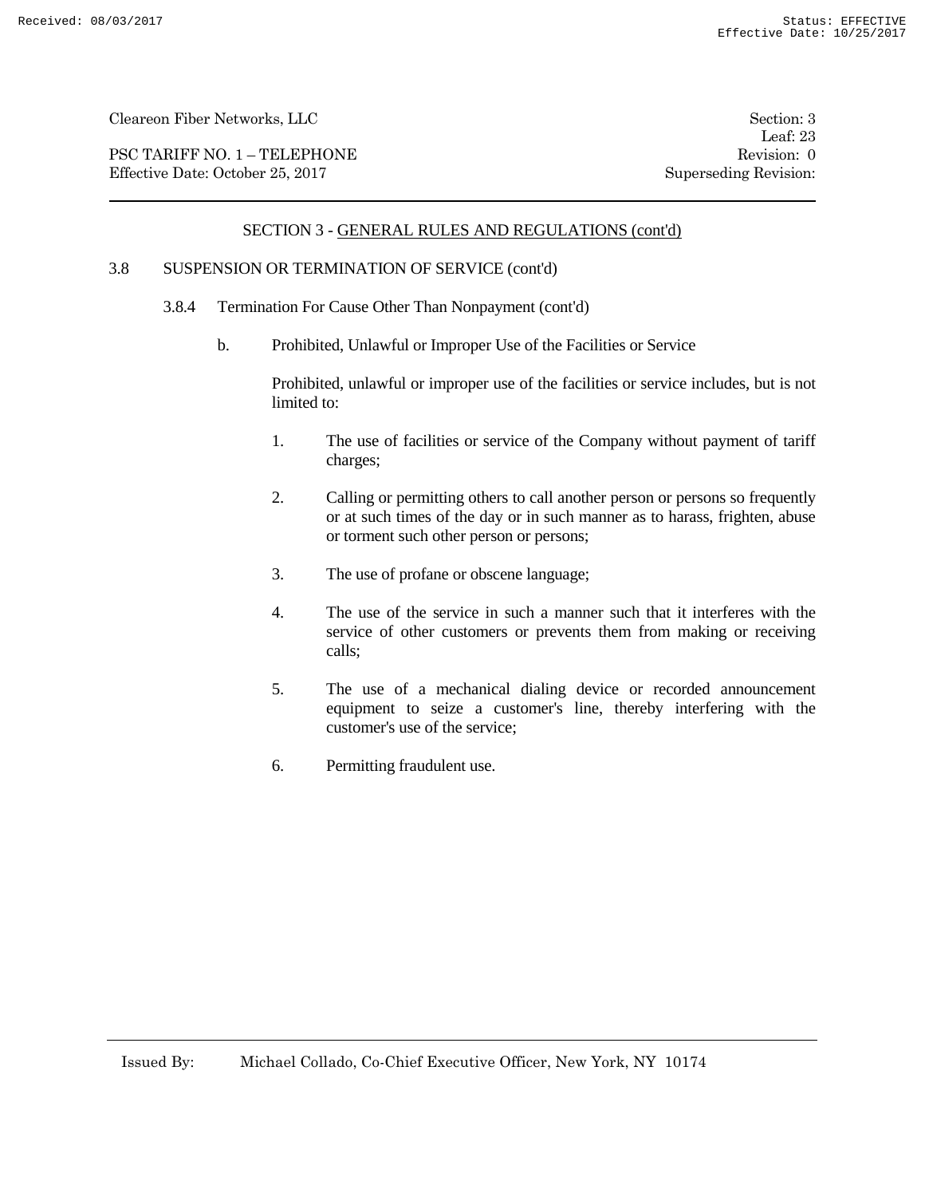## SECTION 3 - GENERAL RULES AND REGULATIONS (cont'd)

### 3.8 SUSPENSION OR TERMINATION OF SERVICE (cont'd)

#### 3.8.4 Termination For Cause Other Than Nonpayment (cont'd)

b. Prohibited, Unlawful or Improper Use of the Facilities or Service

Prohibited, unlawful or improper use of the facilities or service includes, but is not limited to:

1. The use of facilities or service of the Company without payment of tariff charges;
2. Calling or permitting others to call another person or persons so frequently or at such times of the day or in such manner as to harass, frighten, abuse or torment such other person or persons;
3. The use of profane or obscene language;
4. The use of the service in such a manner such that it interferes with the service of other customers or prevents them from making or receiving calls;
5. The use of a mechanical dialing device or recorded announcement equipment to seize a customer's line, thereby interfering with the customer's use of the service;
6. Permitting fraudulent use.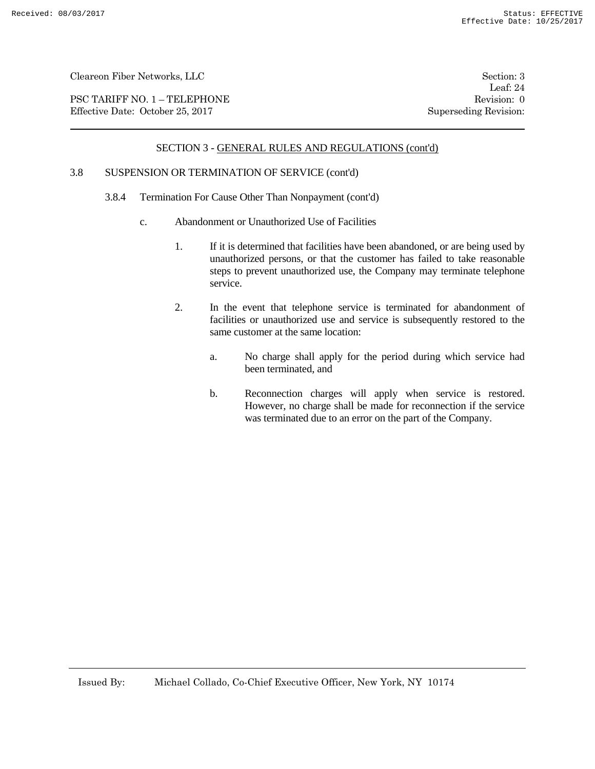## SECTION 3 - GENERAL RULES AND REGULATIONS (cont'd)

### 3.8 SUSPENSION OR TERMINATION OF SERVICE (cont'd)

#### 3.8.4 Termination For Cause Other Than Nonpayment (cont'd)

c. Abandonment or Unauthorized Use of Facilities

1. If it is determined that facilities have been abandoned, or are being used by unauthorized persons, or that the customer has failed to take reasonable steps to prevent unauthorized use, the Company may terminate telephone service.

2. In the event that telephone service is terminated for abandonment of facilities or unauthorized use and service is subsequently restored to the same customer at the same location:

   a. No charge shall apply for the period during which service had been terminated, and

   b. Reconnection charges will apply when service is restored. However, no charge shall be made for reconnection if the service was terminated due to an error on the part of the Company.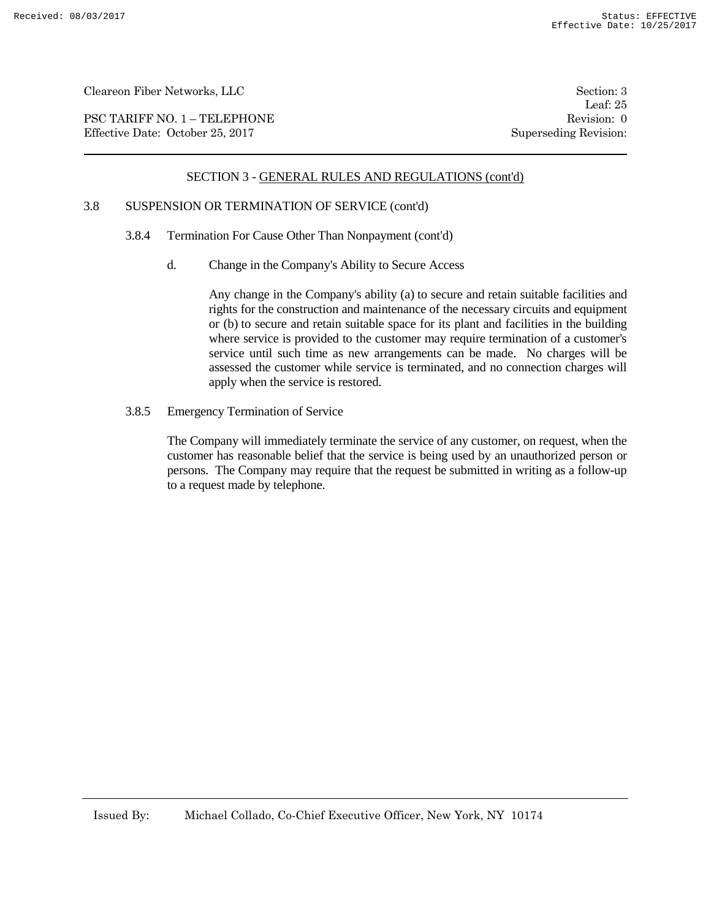## SECTION 3 - GENERAL RULES AND REGULATIONS (cont'd)

### 3.8 SUSPENSION OR TERMINATION OF SERVICE (cont'd)

#### 3.8.4 Termination For Cause Other Than Nonpayment (cont'd)

d. Change in the Company's Ability to Secure Access

Any change in the Company's ability (a) to secure and retain suitable facilities and rights for the construction and maintenance of the necessary circuits and equipment or (b) to secure and retain suitable space for its plant and facilities in the building where service is provided to the customer may require termination of a customer's service until such time as new arrangements can be made. No charges will be assessed the customer while service is terminated, and no connection charges will apply when the service is restored.

#### 3.8.5 Emergency Termination of Service

The Company will immediately terminate the service of any customer, on request, when the customer has reasonable belief that the service is being used by an unauthorized person or persons. The Company may require that the request be submitted in writing as a follow-up to a request made by telephone.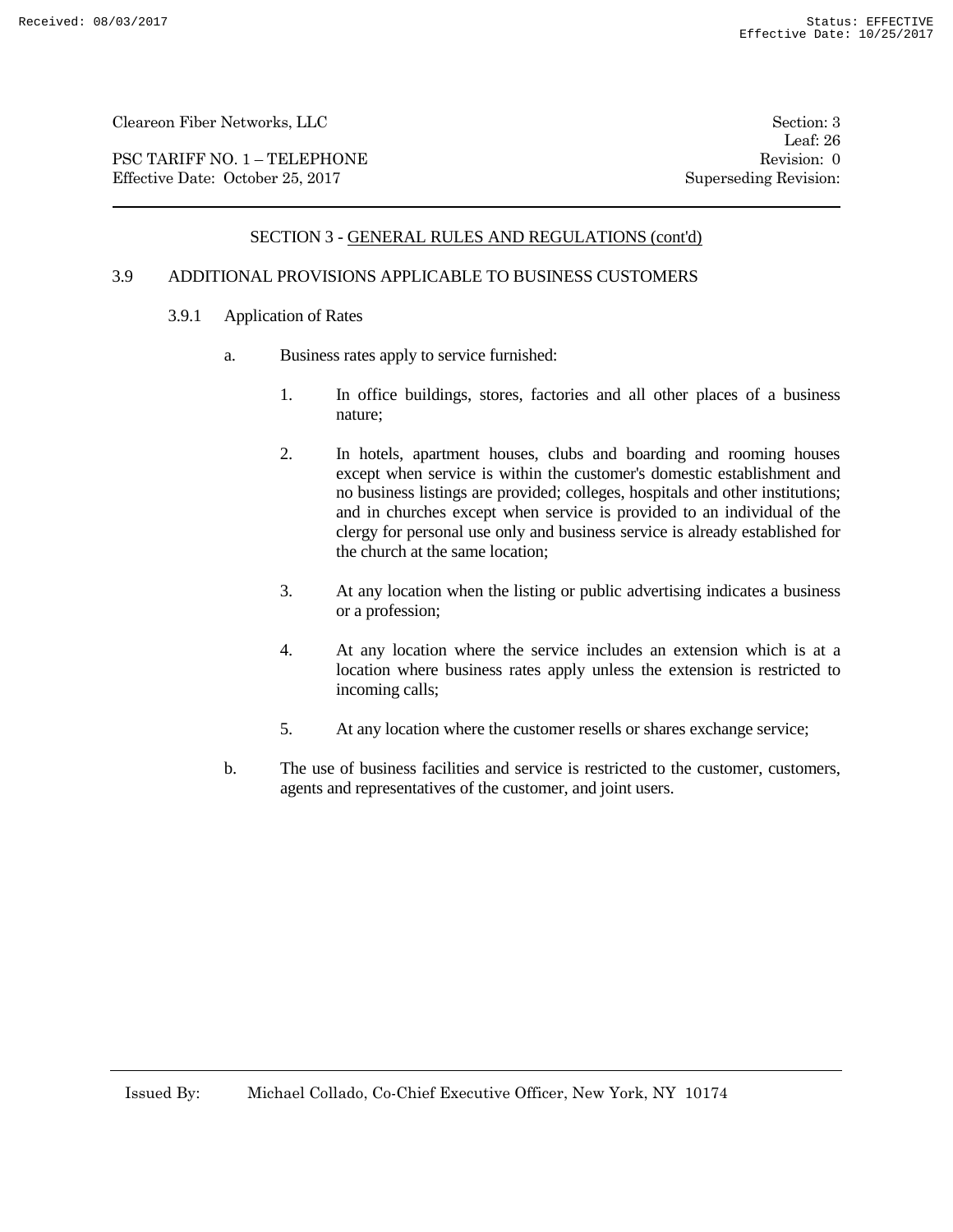## SECTION 3 - GENERAL RULES AND REGULATIONS (cont'd)

### 3.9 ADDITIONAL PROVISIONS APPLICABLE TO BUSINESS CUSTOMERS

#### 3.9.1 Application of Rates

a. Business rates apply to service furnished:

1. In office buildings, stores, factories and all other places of a business nature;

2. In hotels, apartment houses, clubs and boarding and rooming houses except when service is within the customer's domestic establishment and no business listings are provided; colleges, hospitals and other institutions; and in churches except when service is provided to an individual of the clergy for personal use only and business service is already established for the church at the same location;

3. At any location when the listing or public advertising indicates a business or a profession;

4. At any location where the service includes an extension which is at a location where business rates apply unless the extension is restricted to incoming calls;

5. At any location where the customer resells or shares exchange service;

b. The use of business facilities and service is restricted to the customer, customers, agents and representatives of the customer, and joint users.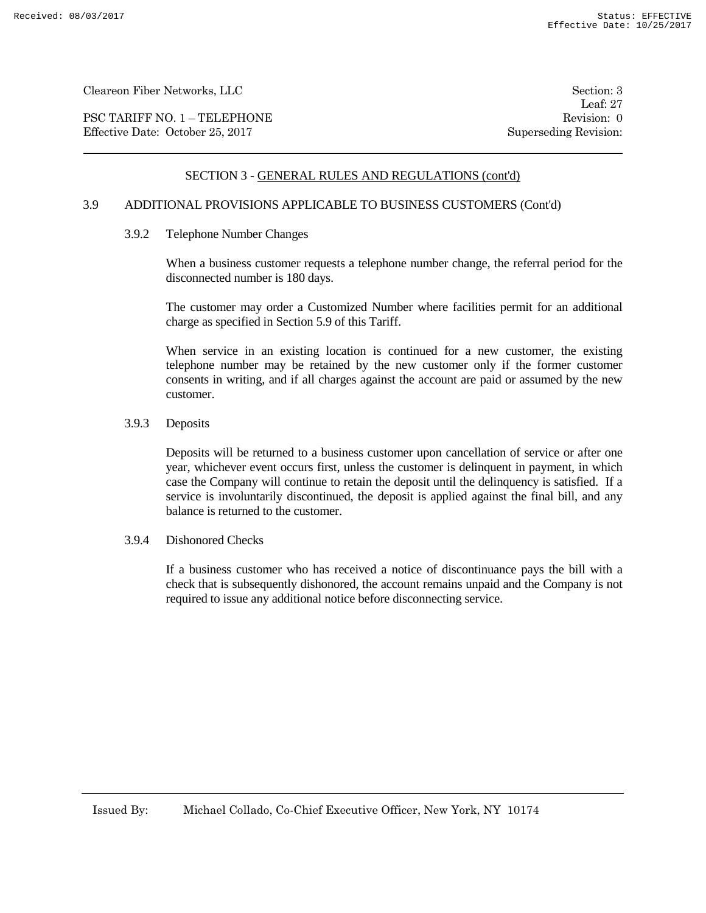## SECTION 3 - GENERAL RULES AND REGULATIONS (cont'd)

### 3.9 ADDITIONAL PROVISIONS APPLICABLE TO BUSINESS CUSTOMERS (Cont'd)

#### 3.9.2 Telephone Number Changes

When a business customer requests a telephone number change, the referral period for the disconnected number is 180 days.

The customer may order a Customized Number where facilities permit for an additional charge as specified in Section 5.9 of this Tariff.

When service in an existing location is continued for a new customer, the existing telephone number may be retained by the new customer only if the former customer consents in writing, and if all charges against the account are paid or assumed by the new customer.

#### 3.9.3 Deposits

Deposits will be returned to a business customer upon cancellation of service or after one year, whichever event occurs first, unless the customer is delinquent in payment, in which case the Company will continue to retain the deposit until the delinquency is satisfied. If a service is involuntarily discontinued, the deposit is applied against the final bill, and any balance is returned to the customer.

#### 3.9.4 Dishonored Checks

If a business customer who has received a notice of discontinuance pays the bill with a check that is subsequently dishonored, the account remains unpaid and the Company is not required to issue any additional notice before disconnecting service.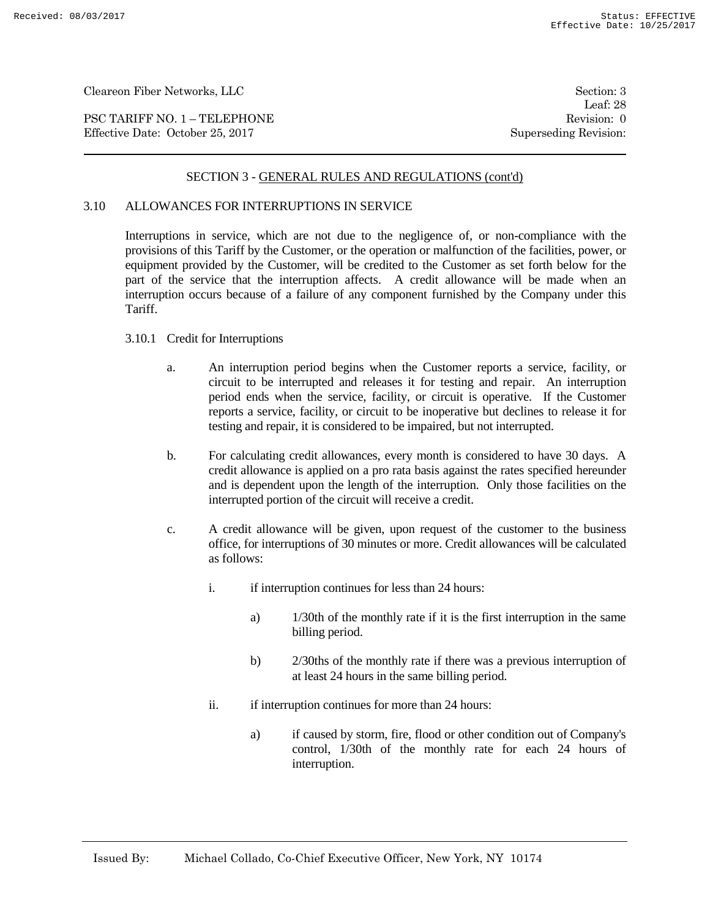## SECTION 3 - GENERAL RULES AND REGULATIONS (cont'd)

### 3.10 ALLOWANCES FOR INTERRUPTIONS IN SERVICE

Interruptions in service, which are not due to the negligence of, or non-compliance with the provisions of this Tariff by the Customer, or the operation or malfunction of the facilities, power, or equipment provided by the Customer, will be credited to the Customer as set forth below for the part of the service that the interruption affects. A credit allowance will be made when an interruption occurs because of a failure of any component furnished by the Company under this Tariff.

#### 3.10.1 Credit for Interruptions

a. An interruption period begins when the Customer reports a service, facility, or circuit to be interrupted and releases it for testing and repair. An interruption period ends when the service, facility, or circuit is operative. If the Customer reports a service, facility, or circuit to be inoperative but declines to release it for testing and repair, it is considered to be impaired, but not interrupted.

b. For calculating credit allowances, every month is considered to have 30 days. A credit allowance is applied on a pro rata basis against the rates specified hereunder and is dependent upon the length of the interruption. Only those facilities on the interrupted portion of the circuit will receive a credit.

c. A credit allowance will be given, upon request of the customer to the business office, for interruptions of 30 minutes or more. Credit allowances will be calculated as follows:

   i. if interruption continues for less than 24 hours:

      a) 1/30th of the monthly rate if it is the first interruption in the same billing period.

      b) 2/30ths of the monthly rate if there was a previous interruption of at least 24 hours in the same billing period.

   ii. if interruption continues for more than 24 hours:

      a) if caused by storm, fire, flood or other condition out of Company's control, 1/30th of the monthly rate for each 24 hours of interruption.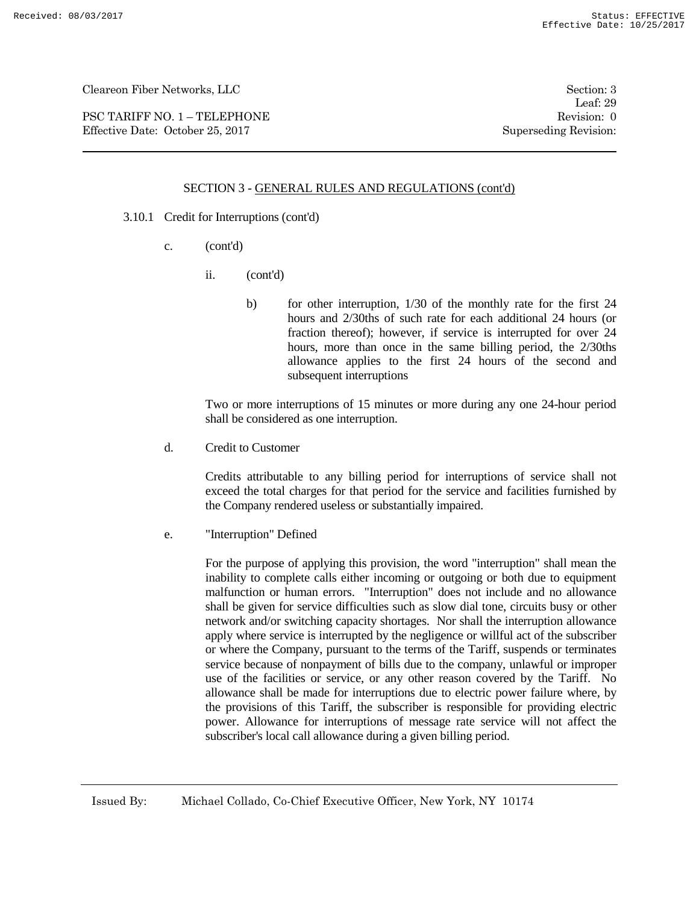## SECTION 3 - GENERAL RULES AND REGULATIONS (cont'd)

3.10.1 Credit for Interruptions (cont'd)

c. (cont'd)

ii. (cont'd)

b) for other interruption, 1/30 of the monthly rate for the first 24 hours and 2/30ths of such rate for each additional 24 hours (or fraction thereof); however, if service is interrupted for over 24 hours, more than once in the same billing period, the 2/30ths allowance applies to the first 24 hours of the second and subsequent interruptions

Two or more interruptions of 15 minutes or more during any one 24-hour period shall be considered as one interruption.

d. Credit to Customer

Credits attributable to any billing period for interruptions of service shall not exceed the total charges for that period for the service and facilities furnished by the Company rendered useless or substantially impaired.

e. "Interruption" Defined

For the purpose of applying this provision, the word "interruption" shall mean the inability to complete calls either incoming or outgoing or both due to equipment malfunction or human errors. "Interruption" does not include and no allowance shall be given for service difficulties such as slow dial tone, circuits busy or other network and/or switching capacity shortages. Nor shall the interruption allowance apply where service is interrupted by the negligence or willful act of the subscriber or where the Company, pursuant to the terms of the Tariff, suspends or terminates service because of nonpayment of bills due to the company, unlawful or improper use of the facilities or service, or any other reason covered by the Tariff. No allowance shall be made for interruptions due to electric power failure where, by the provisions of this Tariff, the subscriber is responsible for providing electric power. Allowance for interruptions of message rate service will not affect the subscriber's local call allowance during a given billing period.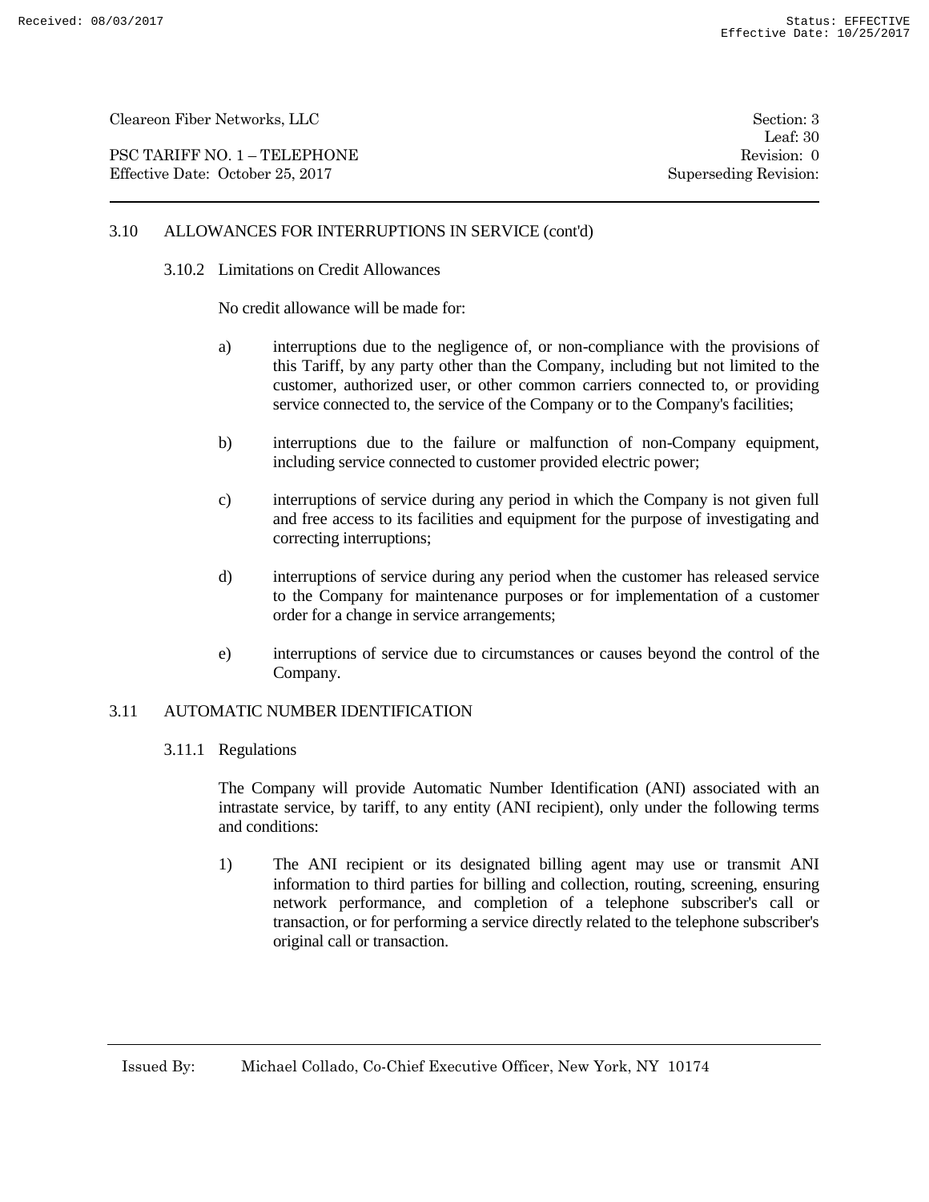### 3.10 ALLOWANCES FOR INTERRUPTIONS IN SERVICE (cont'd)

#### 3.10.2 Limitations on Credit Allowances

No credit allowance will be made for:

a) interruptions due to the negligence of, or non-compliance with the provisions of this Tariff, by any party other than the Company, including but not limited to the customer, authorized user, or other common carriers connected to, or providing service connected to, the service of the Company or to the Company's facilities;

b) interruptions due to the failure or malfunction of non-Company equipment, including service connected to customer provided electric power;

c) interruptions of service during any period in which the Company is not given full and free access to its facilities and equipment for the purpose of investigating and correcting interruptions;

d) interruptions of service during any period when the customer has released service to the Company for maintenance purposes or for implementation of a customer order for a change in service arrangements;

e) interruptions of service due to circumstances or causes beyond the control of the Company.

### 3.11 AUTOMATIC NUMBER IDENTIFICATION

#### 3.11.1 Regulations

The Company will provide Automatic Number Identification (ANI) associated with an intrastate service, by tariff, to any entity (ANI recipient), only under the following terms and conditions:

1) The ANI recipient or its designated billing agent may use or transmit ANI information to third parties for billing and collection, routing, screening, ensuring network performance, and completion of a telephone subscriber's call or transaction, or for performing a service directly related to the telephone subscriber's original call or transaction.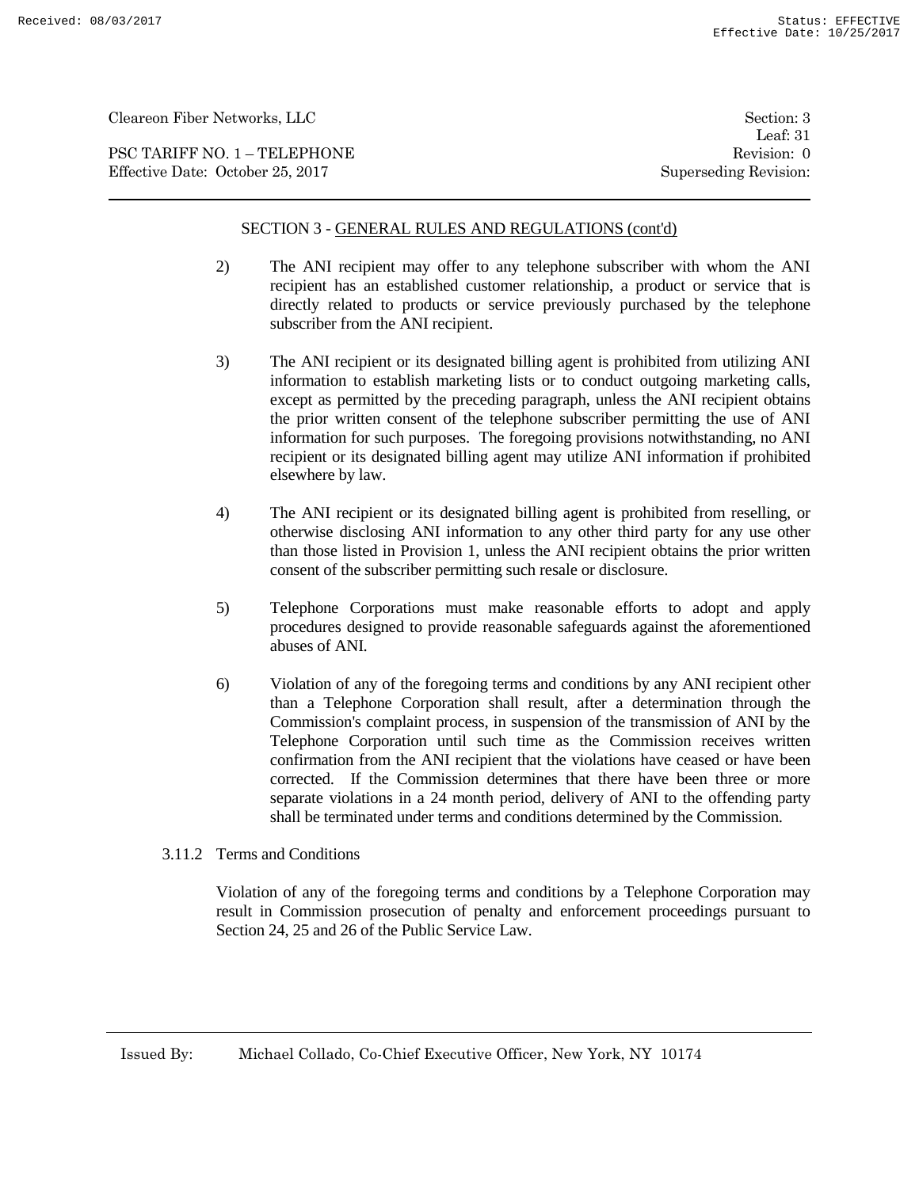## SECTION 3 - GENERAL RULES AND REGULATIONS (cont'd)

2) The ANI recipient may offer to any telephone subscriber with whom the ANI recipient has an established customer relationship, a product or service that is directly related to products or service previously purchased by the telephone subscriber from the ANI recipient.

3) The ANI recipient or its designated billing agent is prohibited from utilizing ANI information to establish marketing lists or to conduct outgoing marketing calls, except as permitted by the preceding paragraph, unless the ANI recipient obtains the prior written consent of the telephone subscriber permitting the use of ANI information for such purposes. The foregoing provisions notwithstanding, no ANI recipient or its designated billing agent may utilize ANI information if prohibited elsewhere by law.

4) The ANI recipient or its designated billing agent is prohibited from reselling, or otherwise disclosing ANI information to any other third party for any use other than those listed in Provision 1, unless the ANI recipient obtains the prior written consent of the subscriber permitting such resale or disclosure.

5) Telephone Corporations must make reasonable efforts to adopt and apply procedures designed to provide reasonable safeguards against the aforementioned abuses of ANI.

6) Violation of any of the foregoing terms and conditions by any ANI recipient other than a Telephone Corporation shall result, after a determination through the Commission's complaint process, in suspension of the transmission of ANI by the Telephone Corporation until such time as the Commission receives written confirmation from the ANI recipient that the violations have ceased or have been corrected. If the Commission determines that there have been three or more separate violations in a 24 month period, delivery of ANI to the offending party shall be terminated under terms and conditions determined by the Commission.

### 3.11.2 Terms and Conditions

Violation of any of the foregoing terms and conditions by a Telephone Corporation may result in Commission prosecution of penalty and enforcement proceedings pursuant to Section 24, 25 and 26 of the Public Service Law.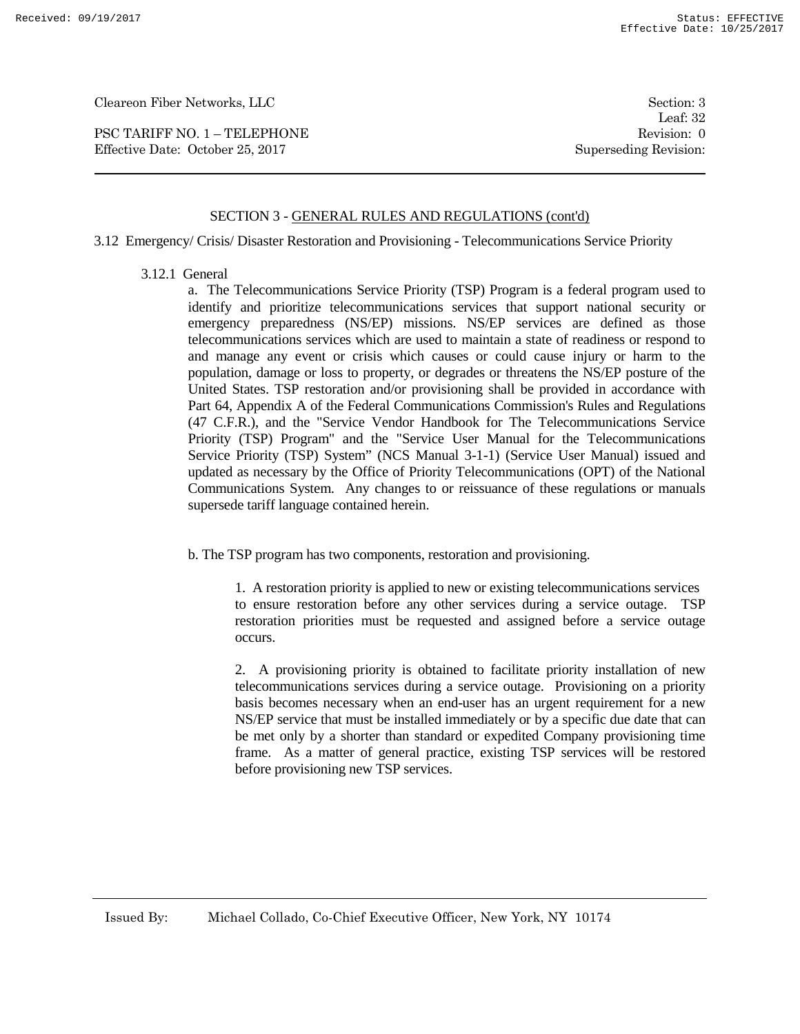## SECTION 3 - GENERAL RULES AND REGULATIONS (cont'd)

### 3.12 Emergency/ Crisis/ Disaster Restoration and Provisioning - Telecommunications Service Priority

#### 3.12.1 General

a. The Telecommunications Service Priority (TSP) Program is a federal program used to identify and prioritize telecommunications services that support national security or emergency preparedness (NS/EP) missions. NS/EP services are defined as those telecommunications services which are used to maintain a state of readiness or respond to and manage any event or crisis which causes or could cause injury or harm to the population, damage or loss to property, or degrades or threatens the NS/EP posture of the United States. TSP restoration and/or provisioning shall be provided in accordance with Part 64, Appendix A of the Federal Communications Commission's Rules and Regulations (47 C.F.R.), and the "Service Vendor Handbook for The Telecommunications Service Priority (TSP) Program" and the "Service User Manual for the Telecommunications Service Priority (TSP) System" (NCS Manual 3-1-1) (Service User Manual) issued and updated as necessary by the Office of Priority Telecommunications (OPT) of the National Communications System. Any changes to or reissuance of these regulations or manuals supersede tariff language contained herein.

b. The TSP program has two components, restoration and provisioning.

1. A restoration priority is applied to new or existing telecommunications services to ensure restoration before any other services during a service outage. TSP restoration priorities must be requested and assigned before a service outage occurs.

2. A provisioning priority is obtained to facilitate priority installation of new telecommunications services during a service outage. Provisioning on a priority basis becomes necessary when an end-user has an urgent requirement for a new NS/EP service that must be installed immediately or by a specific due date that can be met only by a shorter than standard or expedited Company provisioning time frame. As a matter of general practice, existing TSP services will be restored before provisioning new TSP services.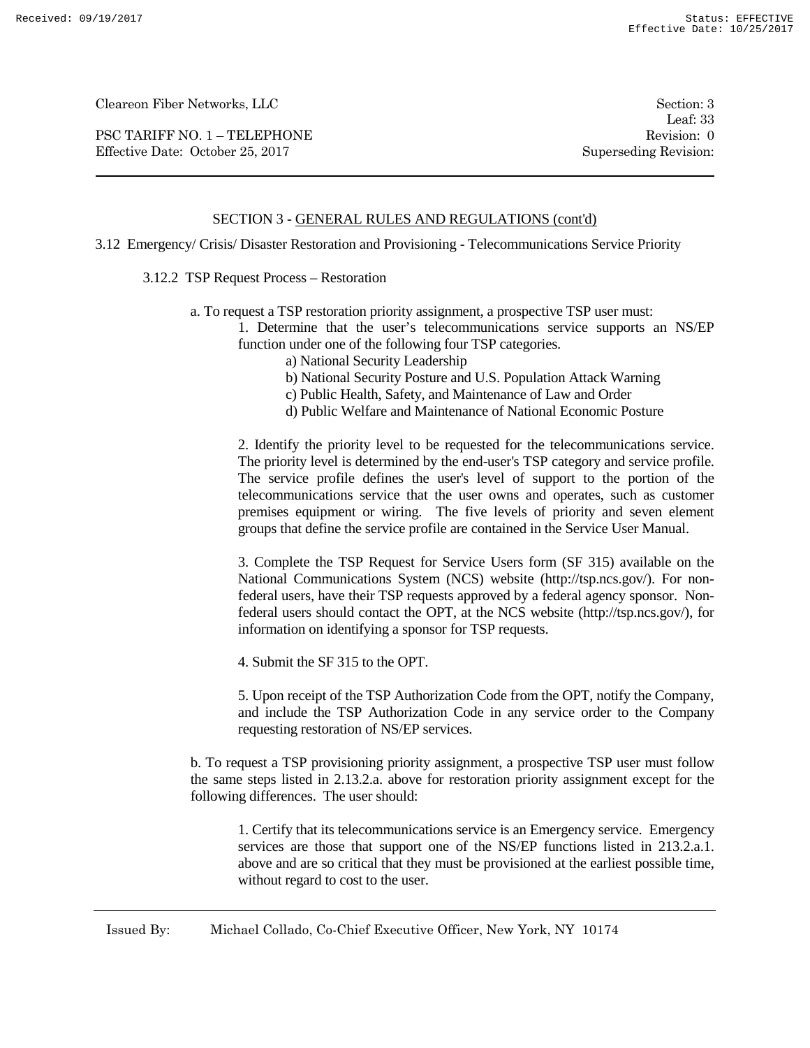## SECTION 3 - GENERAL RULES AND REGULATIONS (cont'd)

3.12 Emergency/ Crisis/ Disaster Restoration and Provisioning - Telecommunications Service Priority

3.12.2 TSP Request Process – Restoration

a. To request a TSP restoration priority assignment, a prospective TSP user must:

1. Determine that the user's telecommunications service supports an NS/EP function under one of the following four TSP categories.
   - a) National Security Leadership
   - b) National Security Posture and U.S. Population Attack Warning
   - c) Public Health, Safety, and Maintenance of Law and Order
   - d) Public Welfare and Maintenance of National Economic Posture

2. Identify the priority level to be requested for the telecommunications service. The priority level is determined by the end-user's TSP category and service profile. The service profile defines the user's level of support to the portion of the telecommunications service that the user owns and operates, such as customer premises equipment or wiring. The five levels of priority and seven element groups that define the service profile are contained in the Service User Manual.

3. Complete the TSP Request for Service Users form (SF 315) available on the National Communications System (NCS) website (http://tsp.ncs.gov/). For non-federal users, have their TSP requests approved by a federal agency sponsor. Non-federal users should contact the OPT, at the NCS website (http://tsp.ncs.gov/), for information on identifying a sponsor for TSP requests.

4. Submit the SF 315 to the OPT.

5. Upon receipt of the TSP Authorization Code from the OPT, notify the Company, and include the TSP Authorization Code in any service order to the Company requesting restoration of NS/EP services.

b. To request a TSP provisioning priority assignment, a prospective TSP user must follow the same steps listed in 2.13.2.a. above for restoration priority assignment except for the following differences. The user should:

1. Certify that its telecommunications service is an Emergency service. Emergency services are those that support one of the NS/EP functions listed in 213.2.a.1. above and are so critical that they must be provisioned at the earliest possible time, without regard to cost to the user.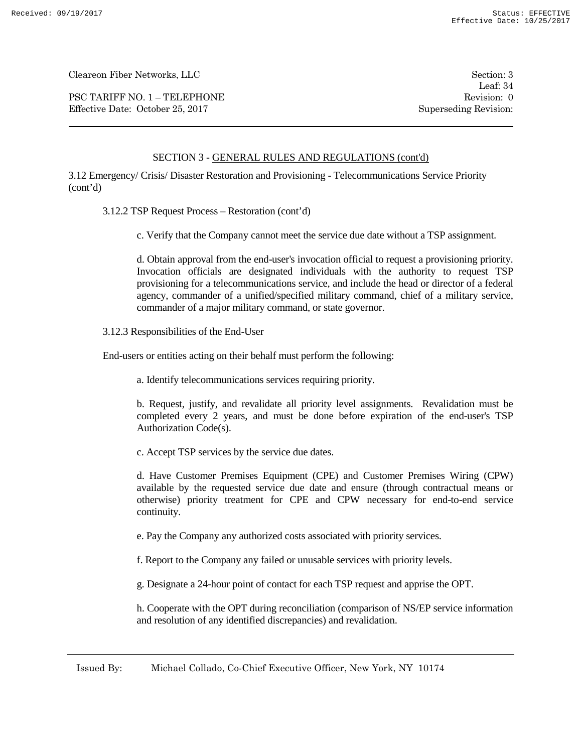## SECTION 3 - GENERAL RULES AND REGULATIONS (cont'd)

3.12 Emergency/ Crisis/ Disaster Restoration and Provisioning - Telecommunications Service Priority (cont'd)

3.12.2 TSP Request Process – Restoration (cont'd)

c. Verify that the Company cannot meet the service due date without a TSP assignment.

d. Obtain approval from the end-user's invocation official to request a provisioning priority. Invocation officials are designated individuals with the authority to request TSP provisioning for a telecommunications service, and include the head or director of a federal agency, commander of a unified/specified military command, chief of a military service, commander of a major military command, or state governor.

3.12.3 Responsibilities of the End-User

End-users or entities acting on their behalf must perform the following:

a. Identify telecommunications services requiring priority.

b. Request, justify, and revalidate all priority level assignments. Revalidation must be completed every 2 years, and must be done before expiration of the end-user's TSP Authorization Code(s).

c. Accept TSP services by the service due dates.

d. Have Customer Premises Equipment (CPE) and Customer Premises Wiring (CPW) available by the requested service due date and ensure (through contractual means or otherwise) priority treatment for CPE and CPW necessary for end-to-end service continuity.

e. Pay the Company any authorized costs associated with priority services.

f. Report to the Company any failed or unusable services with priority levels.

g. Designate a 24-hour point of contact for each TSP request and apprise the OPT.

h. Cooperate with the OPT during reconciliation (comparison of NS/EP service information and resolution of any identified discrepancies) and revalidation.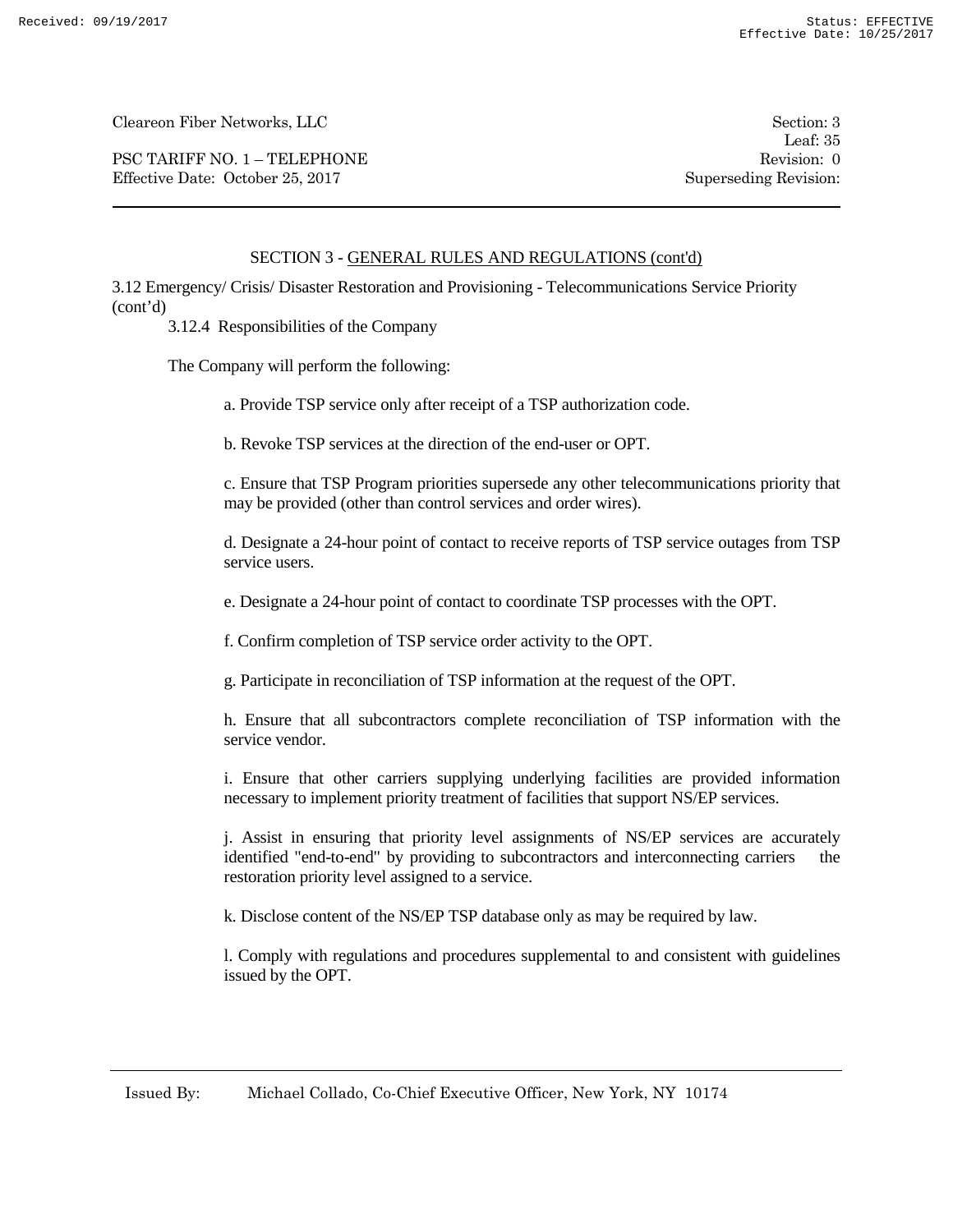SECTION 3 - GENERAL RULES AND REGULATIONS (cont'd)

3.12 Emergency/ Crisis/ Disaster Restoration and Provisioning - Telecommunications Service Priority (cont'd)

3.12.4 Responsibilities of the Company

The Company will perform the following:

a. Provide TSP service only after receipt of a TSP authorization code.

b. Revoke TSP services at the direction of the end-user or OPT.

c. Ensure that TSP Program priorities supersede any other telecommunications priority that may be provided (other than control services and order wires).

d. Designate a 24-hour point of contact to receive reports of TSP service outages from TSP service users.

e. Designate a 24-hour point of contact to coordinate TSP processes with the OPT.

f. Confirm completion of TSP service order activity to the OPT.

g. Participate in reconciliation of TSP information at the request of the OPT.

h. Ensure that all subcontractors complete reconciliation of TSP information with the service vendor.

i. Ensure that other carriers supplying underlying facilities are provided information necessary to implement priority treatment of facilities that support NS/EP services.

j. Assist in ensuring that priority level assignments of NS/EP services are accurately identified "end-to-end" by providing to subcontractors and interconnecting carriers the restoration priority level assigned to a service.

k. Disclose content of the NS/EP TSP database only as may be required by law.

l. Comply with regulations and procedures supplemental to and consistent with guidelines issued by the OPT.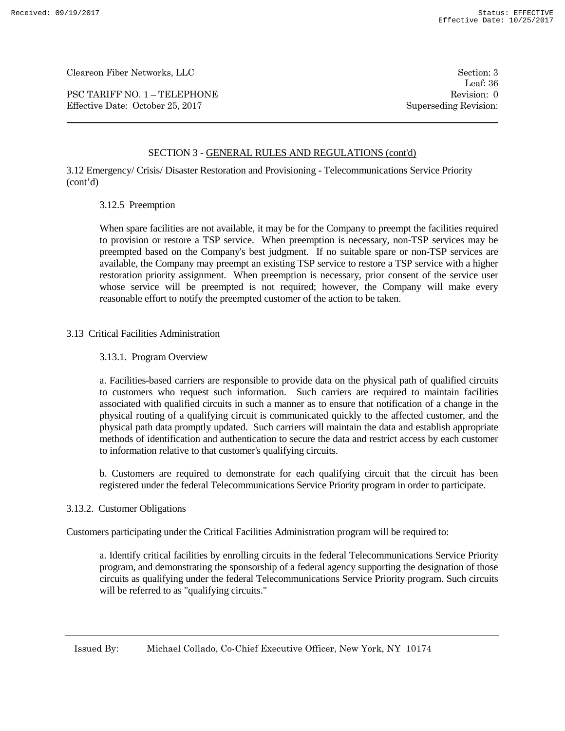## SECTION 3 - GENERAL RULES AND REGULATIONS (cont'd)

3.12 Emergency/ Crisis/ Disaster Restoration and Provisioning - Telecommunications Service Priority (cont'd)

### 3.12.5 Preemption

When spare facilities are not available, it may be for the Company to preempt the facilities required to provision or restore a TSP service. When preemption is necessary, non-TSP services may be preempted based on the Company's best judgment. If no suitable spare or non-TSP services are available, the Company may preempt an existing TSP service to restore a TSP service with a higher restoration priority assignment. When preemption is necessary, prior consent of the service user whose service will be preempted is not required; however, the Company will make every reasonable effort to notify the preempted customer of the action to be taken.

## 3.13 Critical Facilities Administration

### 3.13.1. Program Overview

a. Facilities-based carriers are responsible to provide data on the physical path of qualified circuits to customers who request such information. Such carriers are required to maintain facilities associated with qualified circuits in such a manner as to ensure that notification of a change in the physical routing of a qualifying circuit is communicated quickly to the affected customer, and the physical path data promptly updated. Such carriers will maintain the data and establish appropriate methods of identification and authentication to secure the data and restrict access by each customer to information relative to that customer's qualifying circuits.

b. Customers are required to demonstrate for each qualifying circuit that the circuit has been registered under the federal Telecommunications Service Priority program in order to participate.

### 3.13.2. Customer Obligations

Customers participating under the Critical Facilities Administration program will be required to:

a. Identify critical facilities by enrolling circuits in the federal Telecommunications Service Priority program, and demonstrating the sponsorship of a federal agency supporting the designation of those circuits as qualifying under the federal Telecommunications Service Priority program. Such circuits will be referred to as "qualifying circuits."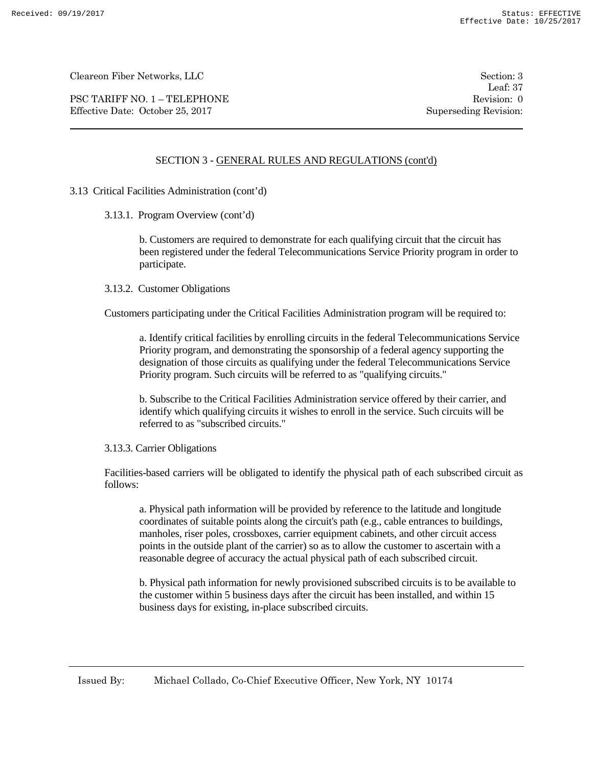## SECTION 3 - GENERAL RULES AND REGULATIONS (cont'd)

### 3.13 Critical Facilities Administration (cont'd)

#### 3.13.1. Program Overview (cont'd)

b. Customers are required to demonstrate for each qualifying circuit that the circuit has been registered under the federal Telecommunications Service Priority program in order to participate.

#### 3.13.2. Customer Obligations

Customers participating under the Critical Facilities Administration program will be required to:

a. Identify critical facilities by enrolling circuits in the federal Telecommunications Service Priority program, and demonstrating the sponsorship of a federal agency supporting the designation of those circuits as qualifying under the federal Telecommunications Service Priority program. Such circuits will be referred to as "qualifying circuits."

b. Subscribe to the Critical Facilities Administration service offered by their carrier, and identify which qualifying circuits it wishes to enroll in the service. Such circuits will be referred to as "subscribed circuits."

#### 3.13.3. Carrier Obligations

Facilities-based carriers will be obligated to identify the physical path of each subscribed circuit as follows:

a. Physical path information will be provided by reference to the latitude and longitude coordinates of suitable points along the circuit's path (e.g., cable entrances to buildings, manholes, riser poles, crossboxes, carrier equipment cabinets, and other circuit access points in the outside plant of the carrier) so as to allow the customer to ascertain with a reasonable degree of accuracy the actual physical path of each subscribed circuit.

b. Physical path information for newly provisioned subscribed circuits is to be available to the customer within 5 business days after the circuit has been installed, and within 15 business days for existing, in-place subscribed circuits.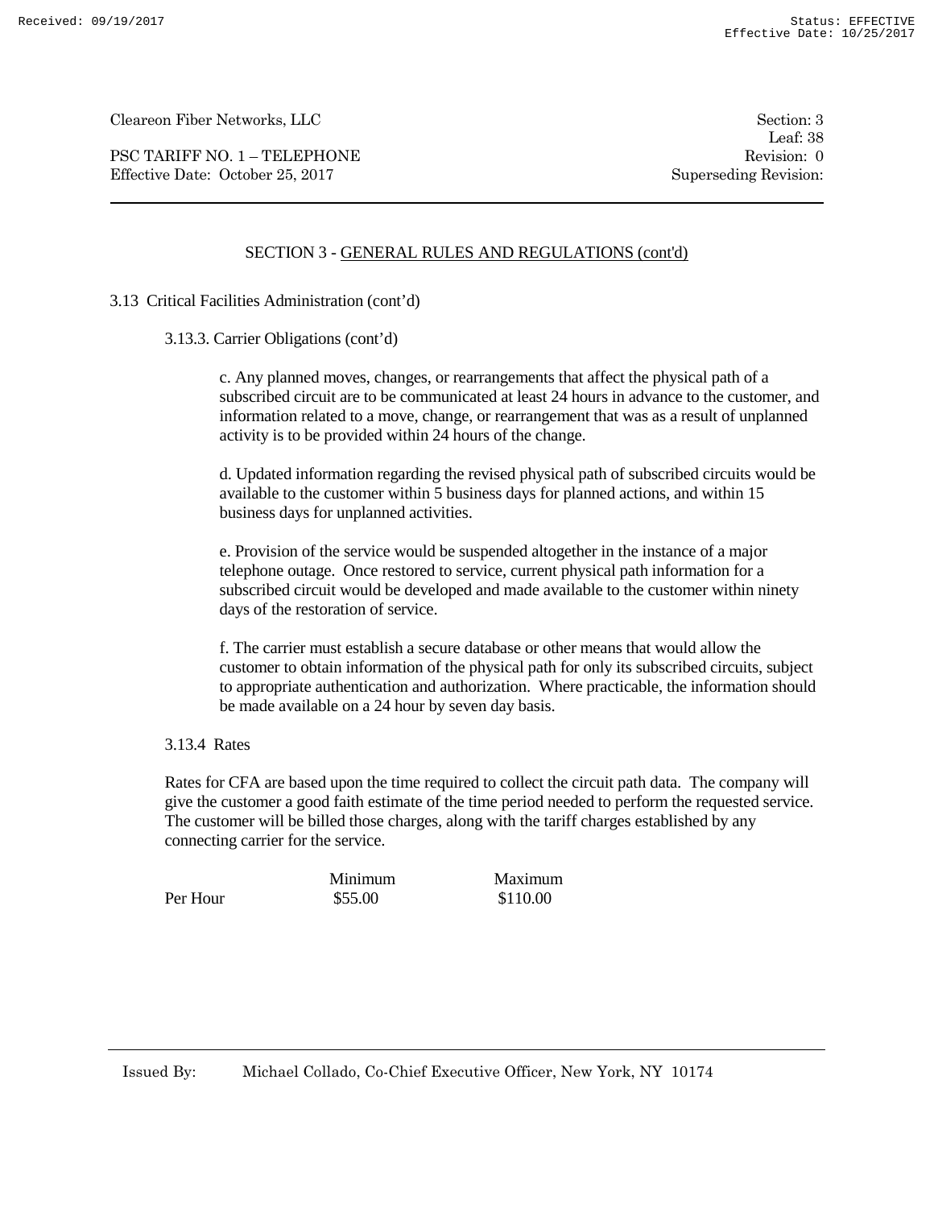## SECTION 3 - GENERAL RULES AND REGULATIONS (cont'd)

### 3.13 Critical Facilities Administration (cont'd)

#### 3.13.3. Carrier Obligations (cont'd)

c. Any planned moves, changes, or rearrangements that affect the physical path of a subscribed circuit are to be communicated at least 24 hours in advance to the customer, and information related to a move, change, or rearrangement that was as a result of unplanned activity is to be provided within 24 hours of the change.

d. Updated information regarding the revised physical path of subscribed circuits would be available to the customer within 5 business days for planned actions, and within 15 business days for unplanned activities.

e. Provision of the service would be suspended altogether in the instance of a major telephone outage. Once restored to service, current physical path information for a subscribed circuit would be developed and made available to the customer within ninety days of the restoration of service.

f. The carrier must establish a secure database or other means that would allow the customer to obtain information of the physical path for only its subscribed circuits, subject to appropriate authentication and authorization. Where practicable, the information should be made available on a 24 hour by seven day basis.

#### 3.13.4 Rates

Rates for CFA are based upon the time required to collect the circuit path data. The company will give the customer a good faith estimate of the time period needed to perform the requested service. The customer will be billed those charges, along with the tariff charges established by any connecting carrier for the service.

| | Minimum | Maximum |
|---|---|---|
| Per Hour | $55.00 | $110.00 |